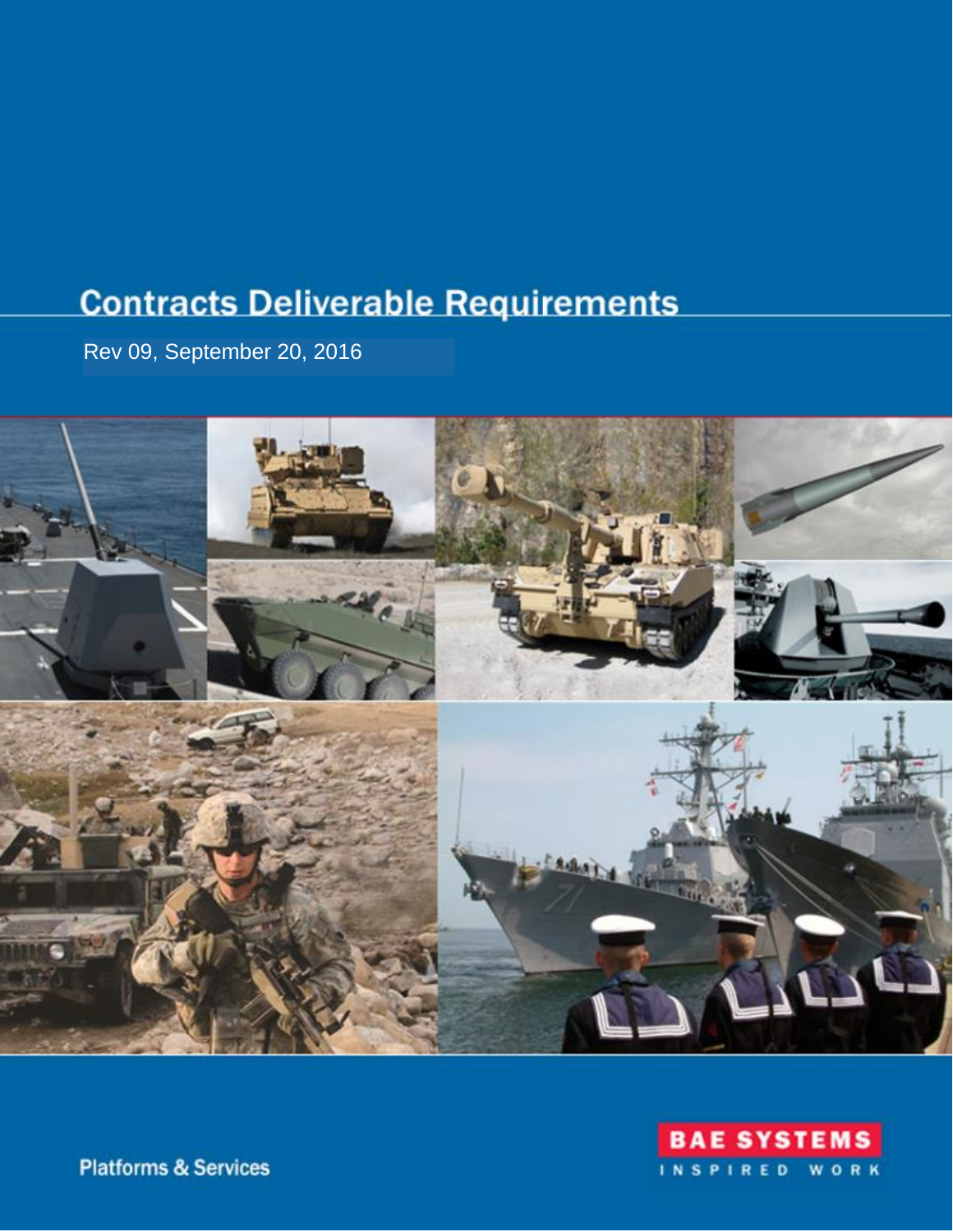# Contracts Deliverable Requirements

Rev 09, September 20, 2016

Platforms & Services

BAE SYSTEMS

INSPIRED WORK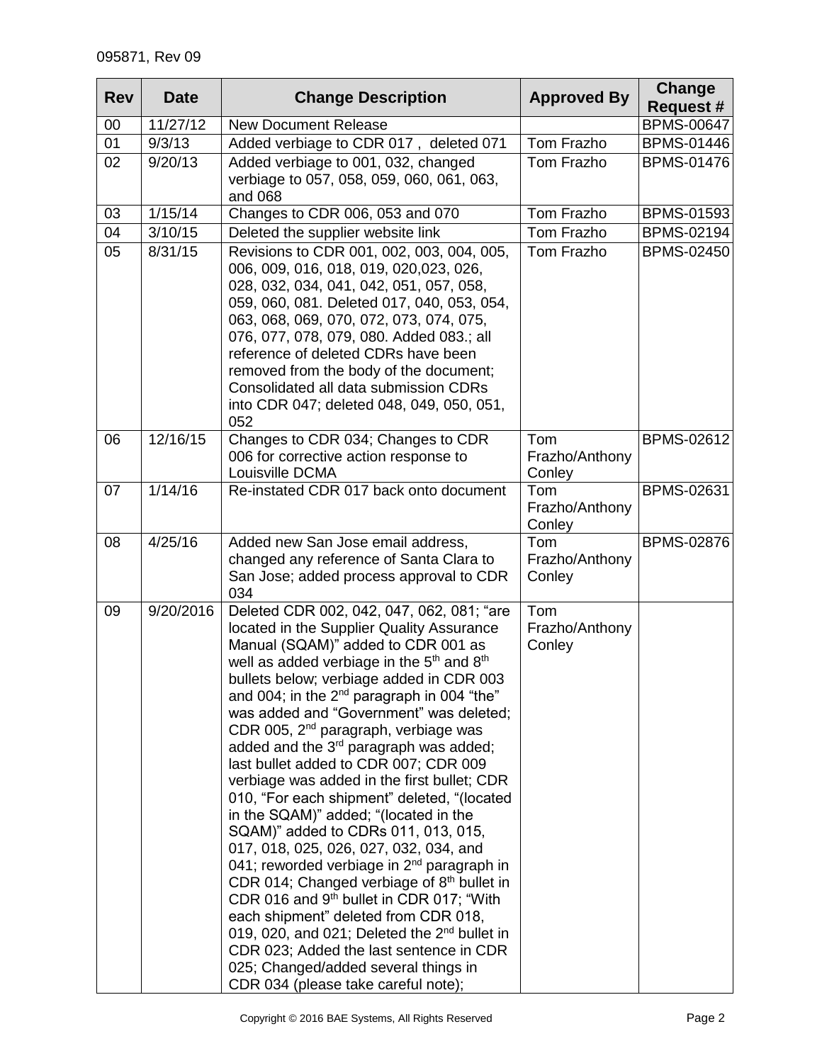095871, Rev 09

| Rev | Date | Change Description | Approved By | Change Request # |
|---|---|---|---|---|
| 00 | 11/27/12 | New Document Release | | BPMS-00647 |
| 01 | 9/3/13 | Added verbiage to CDR 017 , deleted 071 | Tom Frazho | BPMS-01446 |
| 02 | 9/20/13 | Added verbiage to 001, 032, changed verbiage to 057, 058, 059, 060, 061, 063, and 068 | Tom Frazho | BPMS-01476 |
| 03 | 1/15/14 | Changes to CDR 006, 053 and 070 | Tom Frazho | BPMS-01593 |
| 04 | 3/10/15 | Deleted the supplier website link | Tom Frazho | BPMS-02194 |
| 05 | 8/31/15 | Revisions to CDR 001, 002, 003, 004, 005, 006, 009, 016, 018, 019, 020,023, 026, 028, 032, 034, 041, 042, 051, 057, 058, 059, 060, 081. Deleted 017, 040, 053, 054, 063, 068, 069, 070, 072, 073, 074, 075, 076, 077, 078, 079, 080. Added 083.; all reference of deleted CDRs have been removed from the body of the document; Consolidated all data submission CDRs into CDR 047; deleted 048, 049, 050, 051, 052 | Tom Frazho | BPMS-02450 |
| 06 | 12/16/15 | Changes to CDR 034; Changes to CDR 006 for corrective action response to Louisville DCMA | Tom Frazho/Anthony Conley | BPMS-02612 |
| 07 | 1/14/16 | Re-instated CDR 017 back onto document | Tom Frazho/Anthony Conley | BPMS-02631 |
| 08 | 4/25/16 | Added new San Jose email address, changed any reference of Santa Clara to San Jose; added process approval to CDR 034 | Tom Frazho/Anthony Conley | BPMS-02876 |
| 09 | 9/20/2016 | Deleted CDR 002, 042, 047, 062, 081; "are located in the Supplier Quality Assurance Manual (SQAM)" added to CDR 001 as well as added verbiage in the 5th and 8th bullets below; verbiage added in CDR 003 and 004; in the 2nd paragraph in 004 "the" was added and "Government" was deleted; CDR 005, 2nd paragraph, verbiage was added and the 3rd paragraph was added; last bullet added to CDR 007; CDR 009 verbiage was added in the first bullet; CDR 010, "For each shipment" deleted, "(located in the SQAM)" added; "(located in the SQAM)" added to CDRs 011, 013, 015, 017, 018, 025, 026, 027, 032, 034, and 041; reworded verbiage in 2nd paragraph in CDR 014; Changed verbiage of 8th bullet in CDR 016 and 9th bullet in CDR 017; "With each shipment" deleted from CDR 018, 019, 020, and 021; Deleted the 2nd bullet in CDR 023; Added the last sentence in CDR 025; Changed/added several things in CDR 034 (please take careful note); | Tom Frazho/Anthony Conley | |

Copyright © 2016 BAE Systems, All Rights Reserved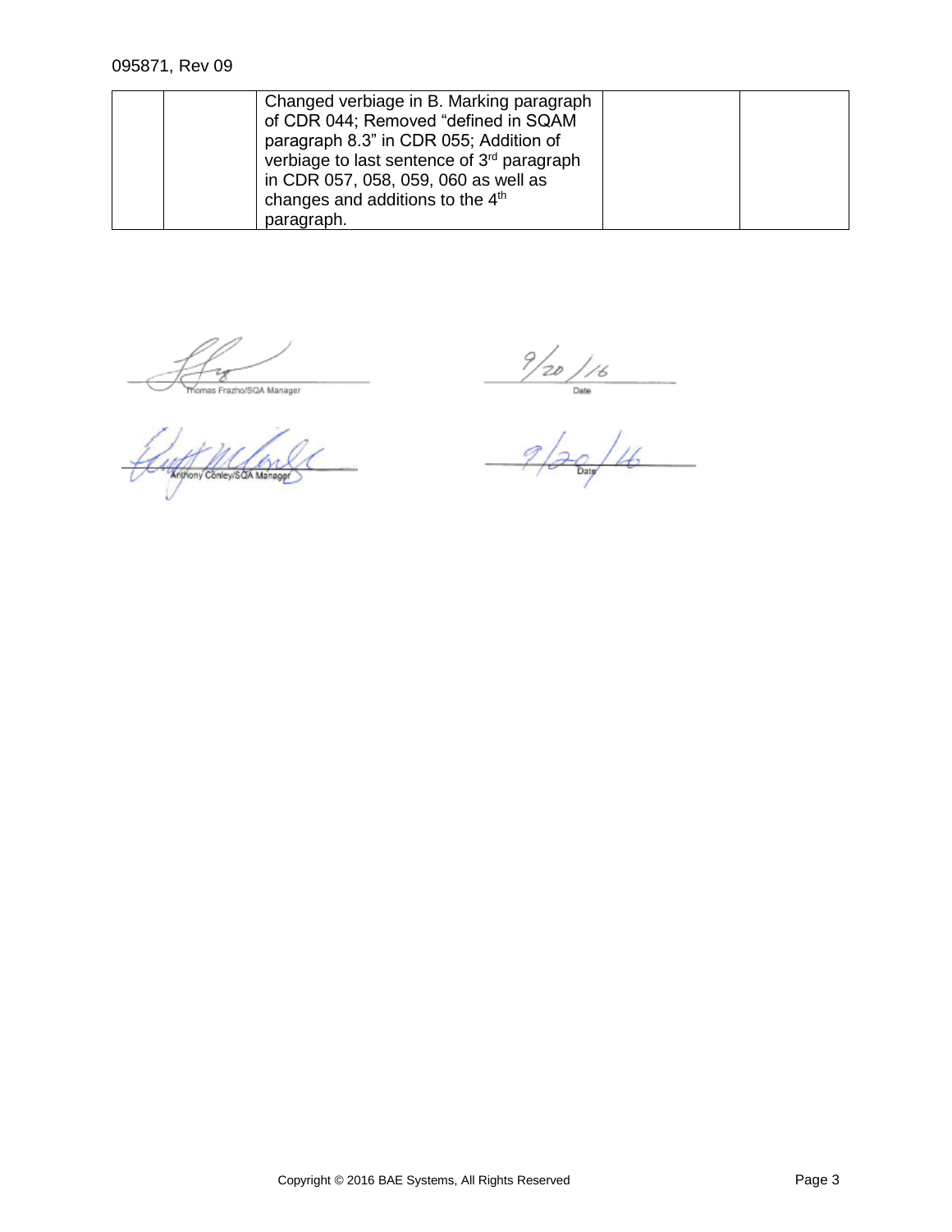|  |  | Changed verbiage in B. Marking paragraph of CDR 044; Removed “defined in SQAM paragraph 8.3” in CDR 055; Addition of verbiage to last sentence of 3rd paragraph in CDR 057, 058, 059, 060 as well as changes and additions to the 4th paragraph. |  |  |
|---|---|---|---|---|

Thomas Frazho/SQA Manager    Date: 9/20/16

Anthony Conley/SQA Manager    Date: 9/20/16

Copyright © 2016 BAE Systems, All Rights Reserved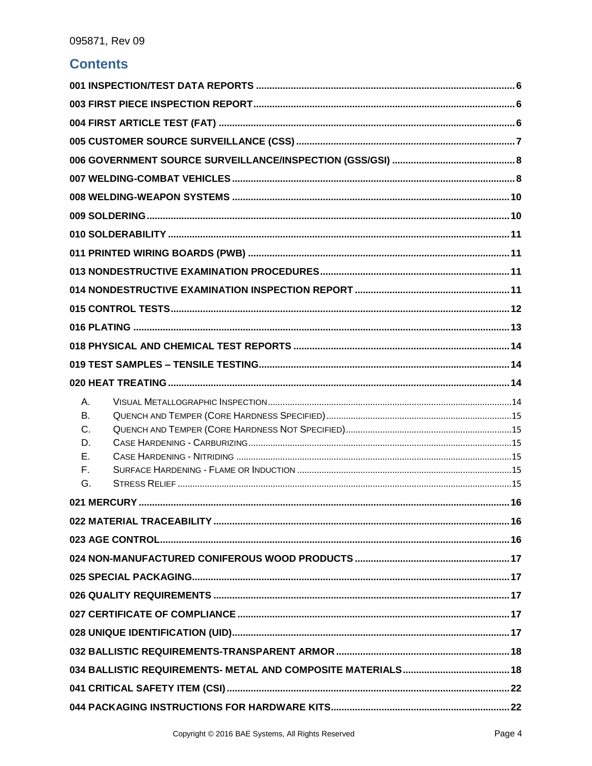## Contents

- **001 INSPECTION/TEST DATA REPORTS** .... 6
- **003 FIRST PIECE INSPECTION REPORT** .... 6
- **004 FIRST ARTICLE TEST (FAT)** .... 6
- **005 CUSTOMER SOURCE SURVEILLANCE (CSS)** .... 7
- **006 GOVERNMENT SOURCE SURVEILLANCE/INSPECTION (GSS/GSI)** .... 8
- **007 WELDING-COMBAT VEHICLES** .... 8
- **008 WELDING-WEAPON SYSTEMS** .... 10
- **009 SOLDERING** .... 10
- **010 SOLDERABILITY** .... 11
- **011 PRINTED WIRING BOARDS (PWB)** .... 11
- **013 NONDESTRUCTIVE EXAMINATION PROCEDURES** .... 11
- **014 NONDESTRUCTIVE EXAMINATION INSPECTION REPORT** .... 11
- **015 CONTROL TESTS** .... 12
- **016 PLATING** .... 13
- **018 PHYSICAL AND CHEMICAL TEST REPORTS** .... 14
- **019 TEST SAMPLES – TENSILE TESTING** .... 14
- **020 HEAT TREATING** .... 14
  - A. Visual Metallographic Inspection .... 14
  - B. Quench and Temper (Core Hardness Specified) .... 15
  - C. Quench and Temper (Core Hardness Not Specified) .... 15
  - D. Case Hardening - Carburizing .... 15
  - E. Case Hardening - Nitriding .... 15
  - F. Surface Hardening - Flame or Induction .... 15
  - G. Stress Relief .... 15
- **021 MERCURY** .... 16
- **022 MATERIAL TRACEABILITY** .... 16
- **023 AGE CONTROL** .... 16
- **024 NON-MANUFACTURED CONIFEROUS WOOD PRODUCTS** .... 17
- **025 SPECIAL PACKAGING** .... 17
- **026 QUALITY REQUIREMENTS** .... 17
- **027 CERTIFICATE OF COMPLIANCE** .... 17
- **028 UNIQUE IDENTIFICATION (UID)** .... 17
- **032 BALLISTIC REQUIREMENTS-TRANSPARENT ARMOR** .... 18
- **034 BALLISTIC REQUIREMENTS- METAL AND COMPOSITE MATERIALS** .... 18
- **041 CRITICAL SAFETY ITEM (CSI)** .... 22
- **044 PACKAGING INSTRUCTIONS FOR HARDWARE KITS** .... 22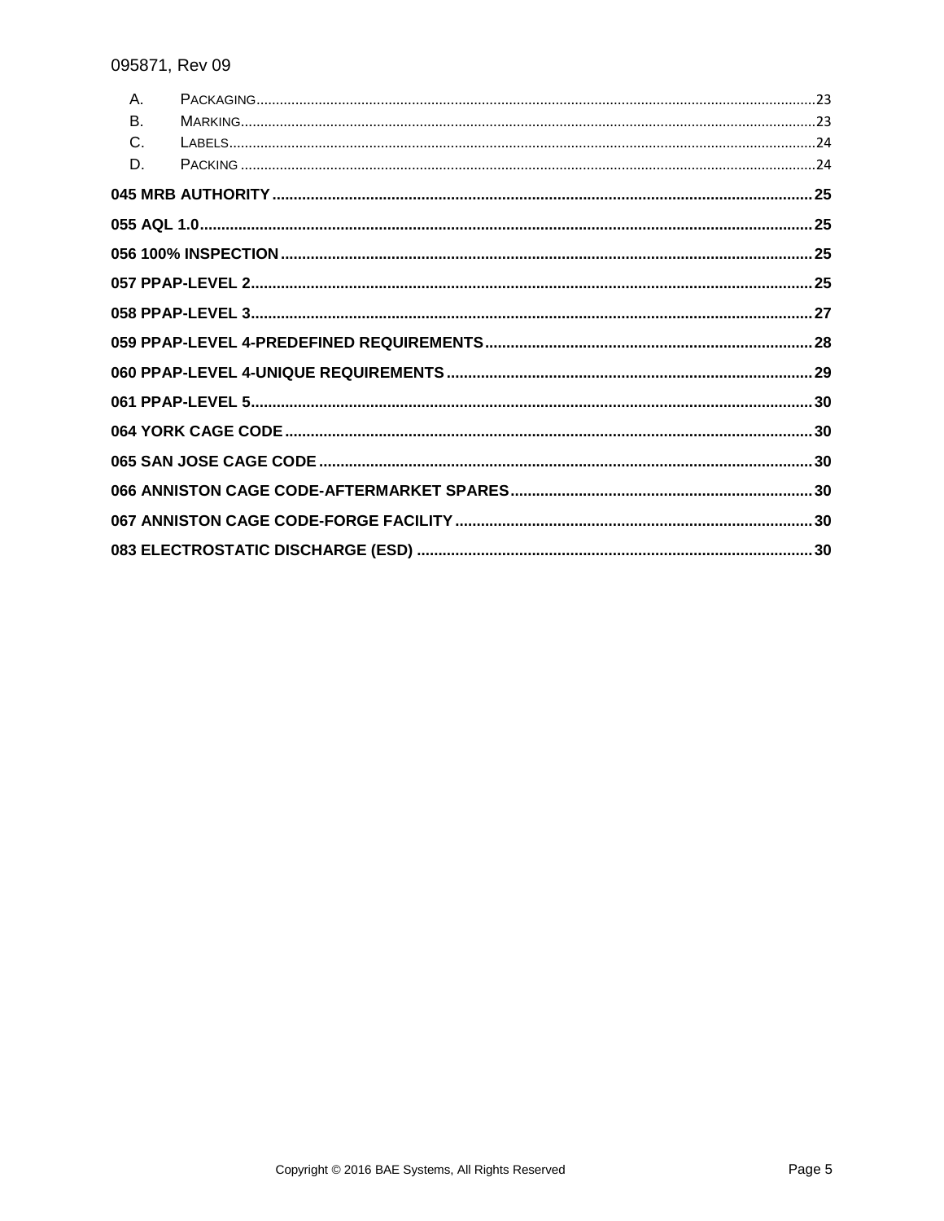A. PACKAGING....................23
B. MARKING....................23
C. LABELS....................24
D. PACKING....................24

**045 MRB AUTHORITY....................25**

**055 AQL 1.0....................25**

**056 100% INSPECTION....................25**

**057 PPAP-LEVEL 2....................25**

**058 PPAP-LEVEL 3....................27**

**059 PPAP-LEVEL 4-PREDEFINED REQUIREMENTS....................28**

**060 PPAP-LEVEL 4-UNIQUE REQUIREMENTS....................29**

**061 PPAP-LEVEL 5....................30**

**064 YORK CAGE CODE....................30**

**065 SAN JOSE CAGE CODE....................30**

**066 ANNISTON CAGE CODE-AFTERMARKET SPARES....................30**

**067 ANNISTON CAGE CODE-FORGE FACILITY....................30**

**083 ELECTROSTATIC DISCHARGE (ESD)....................30**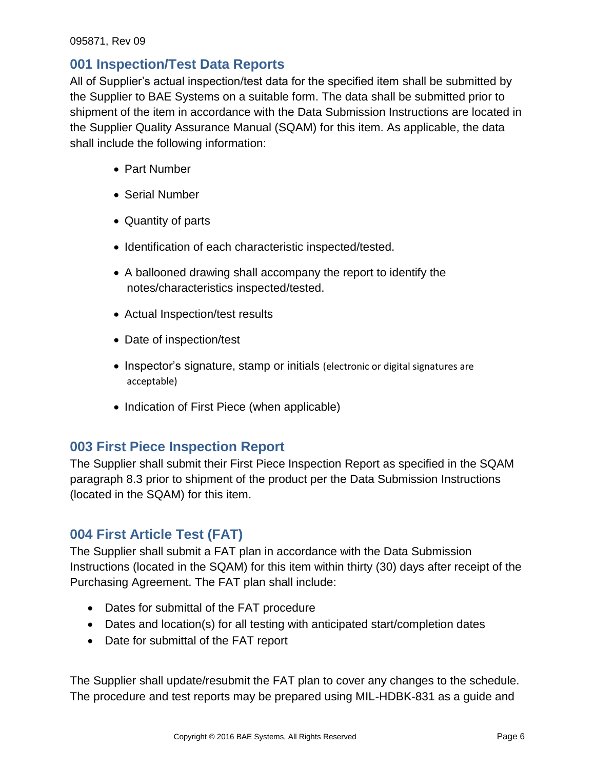## 001 Inspection/Test Data Reports

All of Supplier's actual inspection/test data for the specified item shall be submitted by the Supplier to BAE Systems on a suitable form. The data shall be submitted prior to shipment of the item in accordance with the Data Submission Instructions are located in the Supplier Quality Assurance Manual (SQAM) for this item. As applicable, the data shall include the following information:

- Part Number
- Serial Number
- Quantity of parts
- Identification of each characteristic inspected/tested.
- A ballooned drawing shall accompany the report to identify the notes/characteristics inspected/tested.
- Actual Inspection/test results
- Date of inspection/test
- Inspector's signature, stamp or initials (electronic or digital signatures are acceptable)
- Indication of First Piece (when applicable)

## 003 First Piece Inspection Report

The Supplier shall submit their First Piece Inspection Report as specified in the SQAM paragraph 8.3 prior to shipment of the product per the Data Submission Instructions (located in the SQAM) for this item.

## 004 First Article Test (FAT)

The Supplier shall submit a FAT plan in accordance with the Data Submission Instructions (located in the SQAM) for this item within thirty (30) days after receipt of the Purchasing Agreement. The FAT plan shall include:

- Dates for submittal of the FAT procedure
- Dates and location(s) for all testing with anticipated start/completion dates
- Date for submittal of the FAT report

The Supplier shall update/resubmit the FAT plan to cover any changes to the schedule. The procedure and test reports may be prepared using MIL-HDBK-831 as a guide and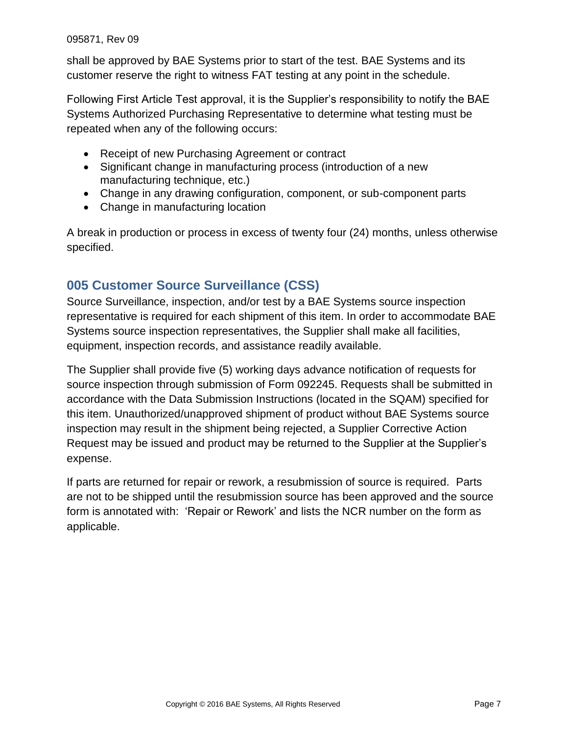shall be approved by BAE Systems prior to start of the test. BAE Systems and its customer reserve the right to witness FAT testing at any point in the schedule.

Following First Article Test approval, it is the Supplier's responsibility to notify the BAE Systems Authorized Purchasing Representative to determine what testing must be repeated when any of the following occurs:

- Receipt of new Purchasing Agreement or contract
- Significant change in manufacturing process (introduction of a new manufacturing technique, etc.)
- Change in any drawing configuration, component, or sub-component parts
- Change in manufacturing location

A break in production or process in excess of twenty four (24) months, unless otherwise specified.

## 005 Customer Source Surveillance (CSS)

Source Surveillance, inspection, and/or test by a BAE Systems source inspection representative is required for each shipment of this item. In order to accommodate BAE Systems source inspection representatives, the Supplier shall make all facilities, equipment, inspection records, and assistance readily available.

The Supplier shall provide five (5) working days advance notification of requests for source inspection through submission of Form 092245. Requests shall be submitted in accordance with the Data Submission Instructions (located in the SQAM) specified for this item. Unauthorized/unapproved shipment of product without BAE Systems source inspection may result in the shipment being rejected, a Supplier Corrective Action Request may be issued and product may be returned to the Supplier at the Supplier's expense.

If parts are returned for repair or rework, a resubmission of source is required. Parts are not to be shipped until the resubmission source has been approved and the source form is annotated with: 'Repair or Rework' and lists the NCR number on the form as applicable.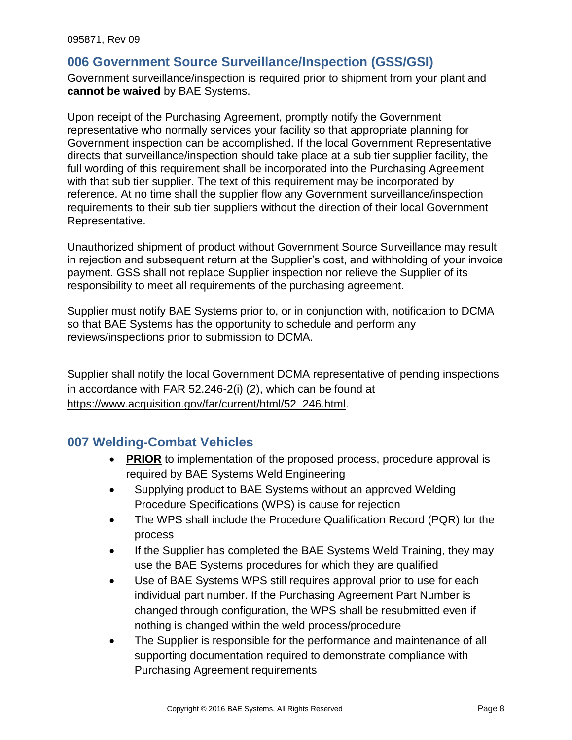## 006 Government Source Surveillance/Inspection (GSS/GSI)

Government surveillance/inspection is required prior to shipment from your plant and **cannot be waived** by BAE Systems.

Upon receipt of the Purchasing Agreement, promptly notify the Government representative who normally services your facility so that appropriate planning for Government inspection can be accomplished. If the local Government Representative directs that surveillance/inspection should take place at a sub tier supplier facility, the full wording of this requirement shall be incorporated into the Purchasing Agreement with that sub tier supplier. The text of this requirement may be incorporated by reference. At no time shall the supplier flow any Government surveillance/inspection requirements to their sub tier suppliers without the direction of their local Government Representative.

Unauthorized shipment of product without Government Source Surveillance may result in rejection and subsequent return at the Supplier's cost, and withholding of your invoice payment. GSS shall not replace Supplier inspection nor relieve the Supplier of its responsibility to meet all requirements of the purchasing agreement.

Supplier must notify BAE Systems prior to, or in conjunction with, notification to DCMA so that BAE Systems has the opportunity to schedule and perform any reviews/inspections prior to submission to DCMA.

Supplier shall notify the local Government DCMA representative of pending inspections in accordance with FAR 52.246-2(i) (2), which can be found at https://www.acquisition.gov/far/current/html/52_246.html.

## 007 Welding-Combat Vehicles

- **PRIOR** to implementation of the proposed process, procedure approval is required by BAE Systems Weld Engineering
- Supplying product to BAE Systems without an approved Welding Procedure Specifications (WPS) is cause for rejection
- The WPS shall include the Procedure Qualification Record (PQR) for the process
- If the Supplier has completed the BAE Systems Weld Training, they may use the BAE Systems procedures for which they are qualified
- Use of BAE Systems WPS still requires approval prior to use for each individual part number. If the Purchasing Agreement Part Number is changed through configuration, the WPS shall be resubmitted even if nothing is changed within the weld process/procedure
- The Supplier is responsible for the performance and maintenance of all supporting documentation required to demonstrate compliance with Purchasing Agreement requirements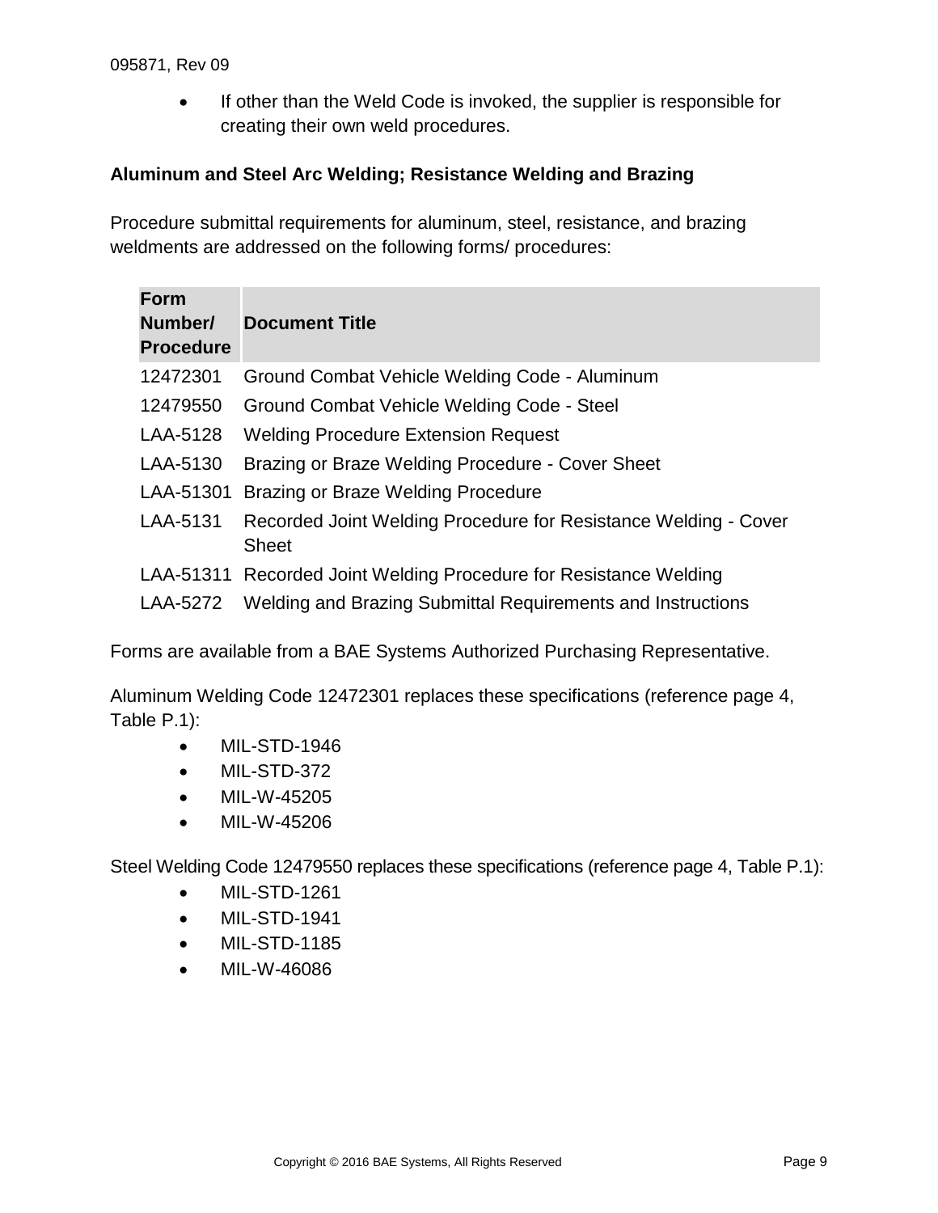- If other than the Weld Code is invoked, the supplier is responsible for creating their own weld procedures.

**Aluminum and Steel Arc Welding; Resistance Welding and Brazing**

Procedure submittal requirements for aluminum, steel, resistance, and brazing weldments are addressed on the following forms/ procedures:

| Form Number/ Procedure | Document Title |
|---|---|
| 12472301 | Ground Combat Vehicle Welding Code - Aluminum |
| 12479550 | Ground Combat Vehicle Welding Code - Steel |
| LAA-5128 | Welding Procedure Extension Request |
| LAA-5130 | Brazing or Braze Welding Procedure - Cover Sheet |
| LAA-51301 | Brazing or Braze Welding Procedure |
| LAA-5131 | Recorded Joint Welding Procedure for Resistance Welding - Cover Sheet |
| LAA-51311 | Recorded Joint Welding Procedure for Resistance Welding |
| LAA-5272 | Welding and Brazing Submittal Requirements and Instructions |

Forms are available from a BAE Systems Authorized Purchasing Representative.

Aluminum Welding Code 12472301 replaces these specifications (reference page 4, Table P.1):

- MIL-STD-1946
- MIL-STD-372
- MIL-W-45205
- MIL-W-45206

Steel Welding Code 12479550 replaces these specifications (reference page 4, Table P.1):

- MIL-STD-1261
- MIL-STD-1941
- MIL-STD-1185
- MIL-W-46086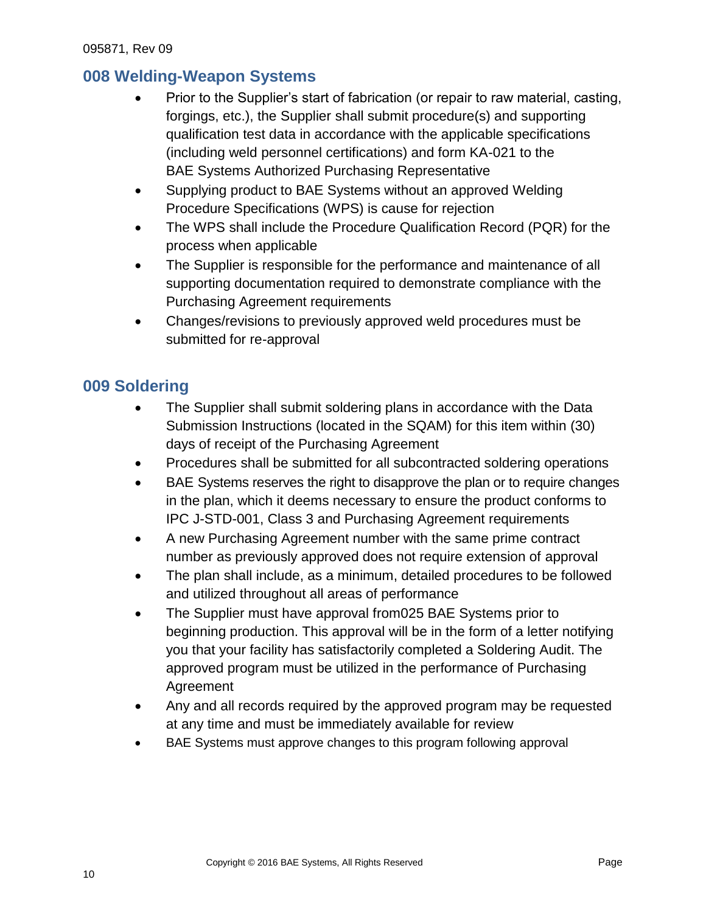## 008 Welding-Weapon Systems

- Prior to the Supplier's start of fabrication (or repair to raw material, casting, forgings, etc.), the Supplier shall submit procedure(s) and supporting qualification test data in accordance with the applicable specifications (including weld personnel certifications) and form KA-021 to the BAE Systems Authorized Purchasing Representative
- Supplying product to BAE Systems without an approved Welding Procedure Specifications (WPS) is cause for rejection
- The WPS shall include the Procedure Qualification Record (PQR) for the process when applicable
- The Supplier is responsible for the performance and maintenance of all supporting documentation required to demonstrate compliance with the Purchasing Agreement requirements
- Changes/revisions to previously approved weld procedures must be submitted for re-approval

## 009 Soldering

- The Supplier shall submit soldering plans in accordance with the Data Submission Instructions (located in the SQAM) for this item within (30) days of receipt of the Purchasing Agreement
- Procedures shall be submitted for all subcontracted soldering operations
- BAE Systems reserves the right to disapprove the plan or to require changes in the plan, which it deems necessary to ensure the product conforms to IPC J-STD-001, Class 3 and Purchasing Agreement requirements
- A new Purchasing Agreement number with the same prime contract number as previously approved does not require extension of approval
- The plan shall include, as a minimum, detailed procedures to be followed and utilized throughout all areas of performance
- The Supplier must have approval from025 BAE Systems prior to beginning production. This approval will be in the form of a letter notifying you that your facility has satisfactorily completed a Soldering Audit. The approved program must be utilized in the performance of Purchasing Agreement
- Any and all records required by the approved program may be requested at any time and must be immediately available for review
- BAE Systems must approve changes to this program following approval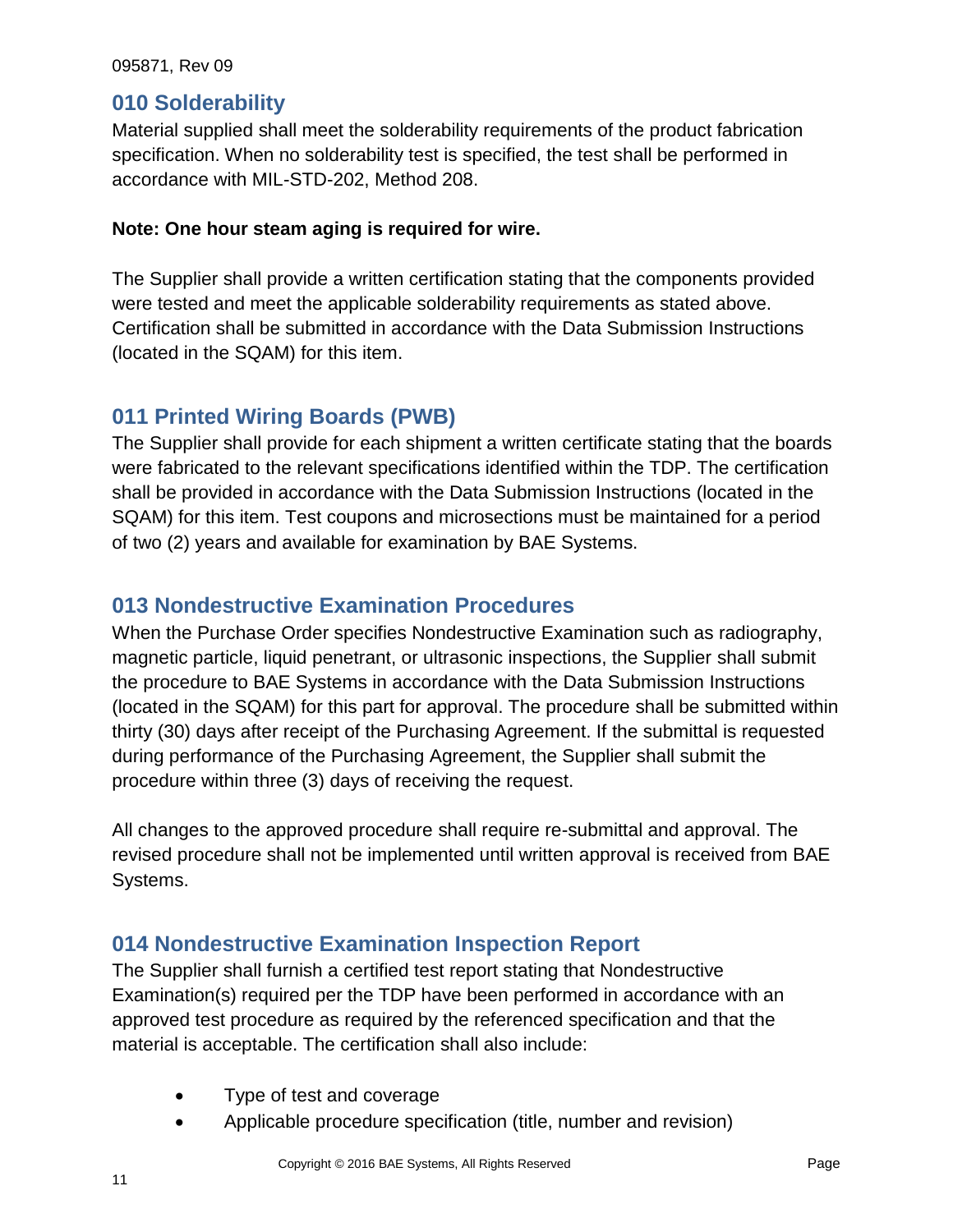## 010 Solderability

Material supplied shall meet the solderability requirements of the product fabrication specification. When no solderability test is specified, the test shall be performed in accordance with MIL-STD-202, Method 208.

**Note: One hour steam aging is required for wire.**

The Supplier shall provide a written certification stating that the components provided were tested and meet the applicable solderability requirements as stated above. Certification shall be submitted in accordance with the Data Submission Instructions (located in the SQAM) for this item.

## 011 Printed Wiring Boards (PWB)

The Supplier shall provide for each shipment a written certificate stating that the boards were fabricated to the relevant specifications identified within the TDP. The certification shall be provided in accordance with the Data Submission Instructions (located in the SQAM) for this item. Test coupons and microsections must be maintained for a period of two (2) years and available for examination by BAE Systems.

## 013 Nondestructive Examination Procedures

When the Purchase Order specifies Nondestructive Examination such as radiography, magnetic particle, liquid penetrant, or ultrasonic inspections, the Supplier shall submit the procedure to BAE Systems in accordance with the Data Submission Instructions (located in the SQAM) for this part for approval. The procedure shall be submitted within thirty (30) days after receipt of the Purchasing Agreement. If the submittal is requested during performance of the Purchasing Agreement, the Supplier shall submit the procedure within three (3) days of receiving the request.

All changes to the approved procedure shall require re-submittal and approval. The revised procedure shall not be implemented until written approval is received from BAE Systems.

## 014 Nondestructive Examination Inspection Report

The Supplier shall furnish a certified test report stating that Nondestructive Examination(s) required per the TDP have been performed in accordance with an approved test procedure as required by the referenced specification and that the material is acceptable. The certification shall also include:

- Type of test and coverage
- Applicable procedure specification (title, number and revision)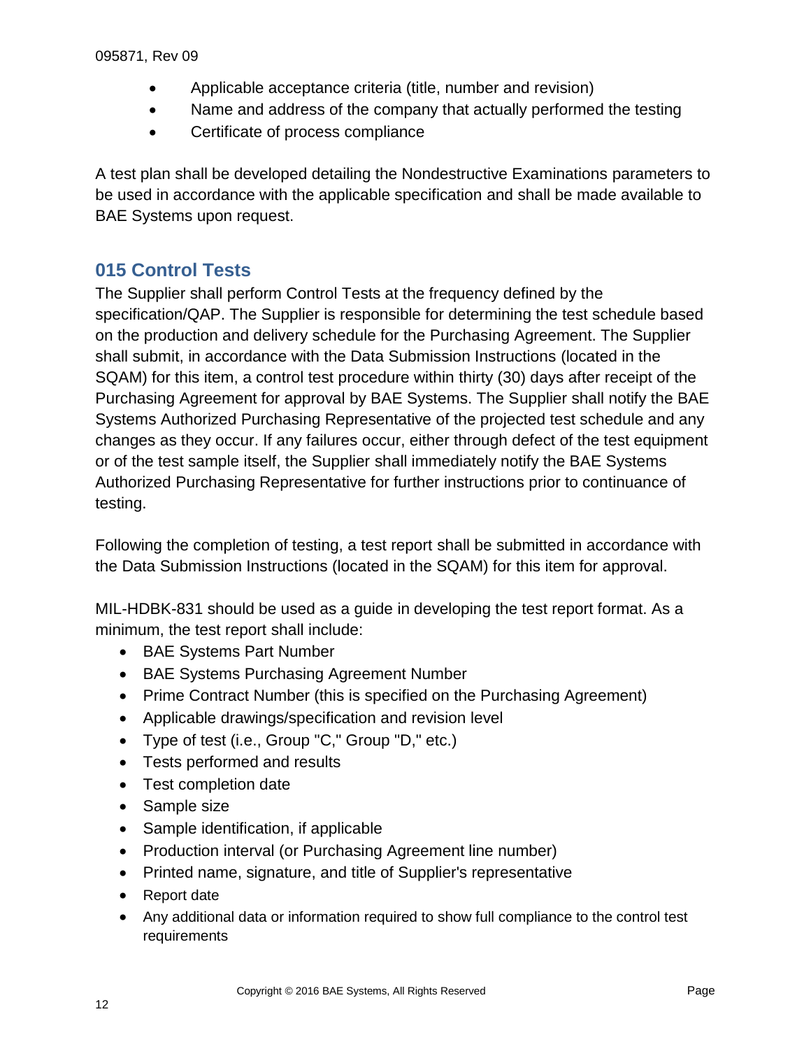- Applicable acceptance criteria (title, number and revision)
- Name and address of the company that actually performed the testing
- Certificate of process compliance

A test plan shall be developed detailing the Nondestructive Examinations parameters to be used in accordance with the applicable specification and shall be made available to BAE Systems upon request.

## 015 Control Tests

The Supplier shall perform Control Tests at the frequency defined by the specification/QAP. The Supplier is responsible for determining the test schedule based on the production and delivery schedule for the Purchasing Agreement. The Supplier shall submit, in accordance with the Data Submission Instructions (located in the SQAM) for this item, a control test procedure within thirty (30) days after receipt of the Purchasing Agreement for approval by BAE Systems. The Supplier shall notify the BAE Systems Authorized Purchasing Representative of the projected test schedule and any changes as they occur. If any failures occur, either through defect of the test equipment or of the test sample itself, the Supplier shall immediately notify the BAE Systems Authorized Purchasing Representative for further instructions prior to continuance of testing.

Following the completion of testing, a test report shall be submitted in accordance with the Data Submission Instructions (located in the SQAM) for this item for approval.

MIL-HDBK-831 should be used as a guide in developing the test report format. As a minimum, the test report shall include:

- BAE Systems Part Number
- BAE Systems Purchasing Agreement Number
- Prime Contract Number (this is specified on the Purchasing Agreement)
- Applicable drawings/specification and revision level
- Type of test (i.e., Group "C," Group "D," etc.)
- Tests performed and results
- Test completion date
- Sample size
- Sample identification, if applicable
- Production interval (or Purchasing Agreement line number)
- Printed name, signature, and title of Supplier's representative
- Report date
- Any additional data or information required to show full compliance to the control test requirements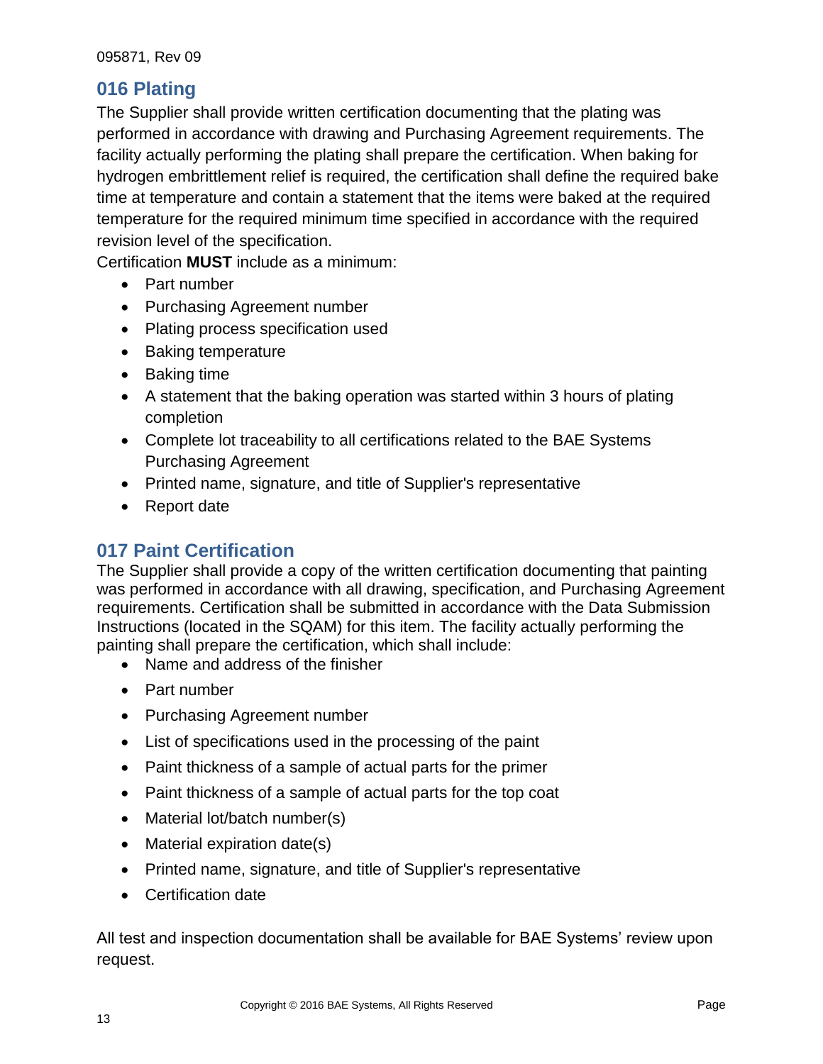## 016 Plating

The Supplier shall provide written certification documenting that the plating was performed in accordance with drawing and Purchasing Agreement requirements. The facility actually performing the plating shall prepare the certification. When baking for hydrogen embrittlement relief is required, the certification shall define the required bake time at temperature and contain a statement that the items were baked at the required temperature for the required minimum time specified in accordance with the required revision level of the specification.

Certification **MUST** include as a minimum:

- Part number
- Purchasing Agreement number
- Plating process specification used
- Baking temperature
- Baking time
- A statement that the baking operation was started within 3 hours of plating completion
- Complete lot traceability to all certifications related to the BAE Systems Purchasing Agreement
- Printed name, signature, and title of Supplier's representative
- Report date

## 017 Paint Certification

The Supplier shall provide a copy of the written certification documenting that painting was performed in accordance with all drawing, specification, and Purchasing Agreement requirements. Certification shall be submitted in accordance with the Data Submission Instructions (located in the SQAM) for this item. The facility actually performing the painting shall prepare the certification, which shall include:

- Name and address of the finisher
- Part number
- Purchasing Agreement number
- List of specifications used in the processing of the paint
- Paint thickness of a sample of actual parts for the primer
- Paint thickness of a sample of actual parts for the top coat
- Material lot/batch number(s)
- Material expiration date(s)
- Printed name, signature, and title of Supplier's representative
- Certification date

All test and inspection documentation shall be available for BAE Systems' review upon request.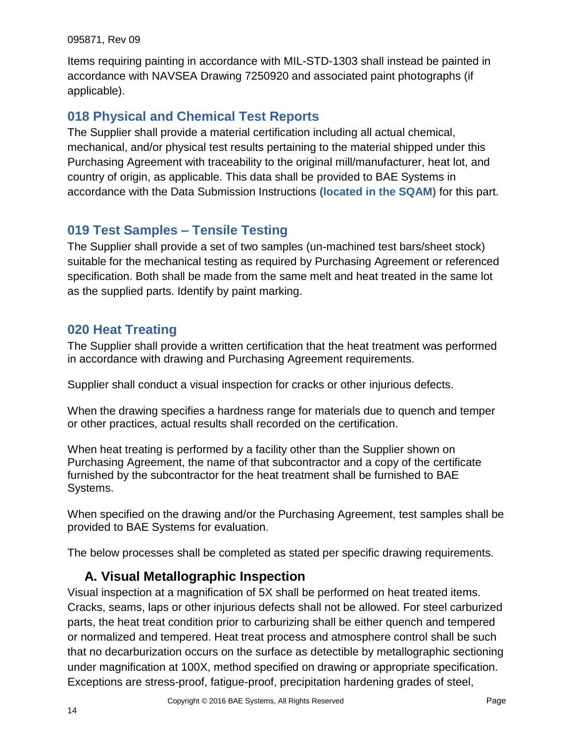Items requiring painting in accordance with MIL-STD-1303 shall instead be painted in accordance with NAVSEA Drawing 7250920 and associated paint photographs (if applicable).

## 018 Physical and Chemical Test Reports

The Supplier shall provide a material certification including all actual chemical, mechanical, and/or physical test results pertaining to the material shipped under this Purchasing Agreement with traceability to the original mill/manufacturer, heat lot, and country of origin, as applicable. This data shall be provided to BAE Systems in accordance with the Data Submission Instructions **(located in the SQAM)** for this part.

## 019 Test Samples – Tensile Testing

The Supplier shall provide a set of two samples (un-machined test bars/sheet stock) suitable for the mechanical testing as required by Purchasing Agreement or referenced specification. Both shall be made from the same melt and heat treated in the same lot as the supplied parts. Identify by paint marking.

## 020 Heat Treating

The Supplier shall provide a written certification that the heat treatment was performed in accordance with drawing and Purchasing Agreement requirements.

Supplier shall conduct a visual inspection for cracks or other injurious defects.

When the drawing specifies a hardness range for materials due to quench and temper or other practices, actual results shall recorded on the certification.

When heat treating is performed by a facility other than the Supplier shown on Purchasing Agreement, the name of that subcontractor and a copy of the certificate furnished by the subcontractor for the heat treatment shall be furnished to BAE Systems.

When specified on the drawing and/or the Purchasing Agreement, test samples shall be provided to BAE Systems for evaluation.

The below processes shall be completed as stated per specific drawing requirements.

### A. Visual Metallographic Inspection

Visual inspection at a magnification of 5X shall be performed on heat treated items. Cracks, seams, laps or other injurious defects shall not be allowed. For steel carburized parts, the heat treat condition prior to carburizing shall be either quench and tempered or normalized and tempered. Heat treat process and atmosphere control shall be such that no decarburization occurs on the surface as detectible by metallographic sectioning under magnification at 100X, method specified on drawing or appropriate specification. Exceptions are stress-proof, fatigue-proof, precipitation hardening grades of steel,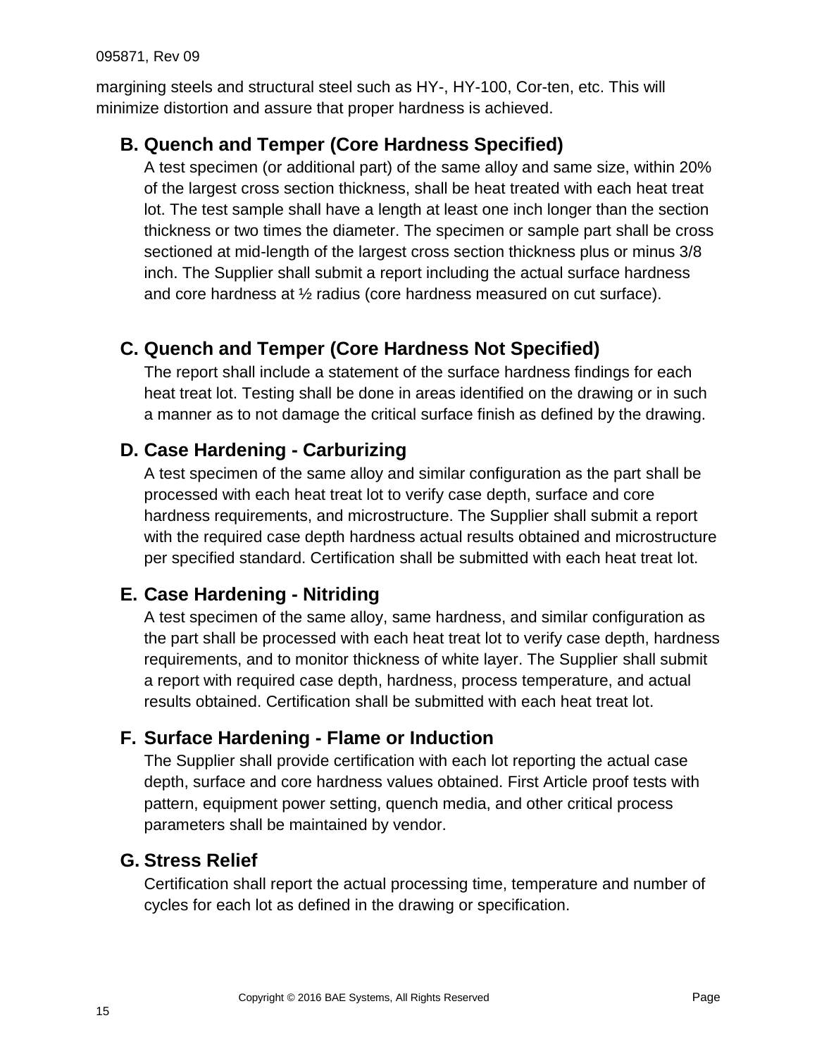margining steels and structural steel such as HY-, HY-100, Cor-ten, etc. This will minimize distortion and assure that proper hardness is achieved.

### B. Quench and Temper (Core Hardness Specified)

A test specimen (or additional part) of the same alloy and same size, within 20% of the largest cross section thickness, shall be heat treated with each heat treat lot. The test sample shall have a length at least one inch longer than the section thickness or two times the diameter. The specimen or sample part shall be cross sectioned at mid-length of the largest cross section thickness plus or minus 3/8 inch. The Supplier shall submit a report including the actual surface hardness and core hardness at ½ radius (core hardness measured on cut surface).

### C. Quench and Temper (Core Hardness Not Specified)

The report shall include a statement of the surface hardness findings for each heat treat lot. Testing shall be done in areas identified on the drawing or in such a manner as to not damage the critical surface finish as defined by the drawing.

### D. Case Hardening - Carburizing

A test specimen of the same alloy and similar configuration as the part shall be processed with each heat treat lot to verify case depth, surface and core hardness requirements, and microstructure. The Supplier shall submit a report with the required case depth hardness actual results obtained and microstructure per specified standard. Certification shall be submitted with each heat treat lot.

### E. Case Hardening - Nitriding

A test specimen of the same alloy, same hardness, and similar configuration as the part shall be processed with each heat treat lot to verify case depth, hardness requirements, and to monitor thickness of white layer. The Supplier shall submit a report with required case depth, hardness, process temperature, and actual results obtained. Certification shall be submitted with each heat treat lot.

### F. Surface Hardening - Flame or Induction

The Supplier shall provide certification with each lot reporting the actual case depth, surface and core hardness values obtained. First Article proof tests with pattern, equipment power setting, quench media, and other critical process parameters shall be maintained by vendor.

### G. Stress Relief

Certification shall report the actual processing time, temperature and number of cycles for each lot as defined in the drawing or specification.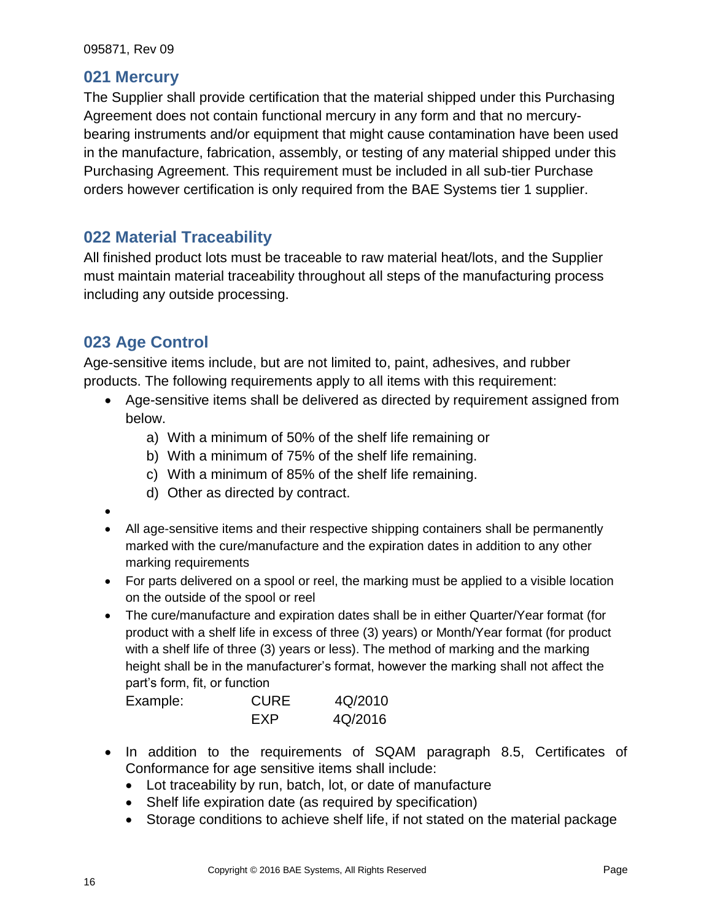## 021 Mercury

The Supplier shall provide certification that the material shipped under this Purchasing Agreement does not contain functional mercury in any form and that no mercury-bearing instruments and/or equipment that might cause contamination have been used in the manufacture, fabrication, assembly, or testing of any material shipped under this Purchasing Agreement. This requirement must be included in all sub-tier Purchase orders however certification is only required from the BAE Systems tier 1 supplier.

## 022 Material Traceability

All finished product lots must be traceable to raw material heat/lots, and the Supplier must maintain material traceability throughout all steps of the manufacturing process including any outside processing.

## 023 Age Control

Age-sensitive items include, but are not limited to, paint, adhesives, and rubber products. The following requirements apply to all items with this requirement:

- Age-sensitive items shall be delivered as directed by requirement assigned from below.
  a) With a minimum of 50% of the shelf life remaining or
  b) With a minimum of 75% of the shelf life remaining.
  c) With a minimum of 85% of the shelf life remaining.
  d) Other as directed by contract.
- 
- All age-sensitive items and their respective shipping containers shall be permanently marked with the cure/manufacture and the expiration dates in addition to any other marking requirements
- For parts delivered on a spool or reel, the marking must be applied to a visible location on the outside of the spool or reel
- The cure/manufacture and expiration dates shall be in either Quarter/Year format (for product with a shelf life in excess of three (3) years) or Month/Year format (for product with a shelf life of three (3) years or less). The method of marking and the marking height shall be in the manufacturer's format, however the marking shall not affect the part's form, fit, or function

  Example: CURE 4Q/2010
  EXP 4Q/2016

- In addition to the requirements of SQAM paragraph 8.5, Certificates of Conformance for age sensitive items shall include:
  - Lot traceability by run, batch, lot, or date of manufacture
  - Shelf life expiration date (as required by specification)
  - Storage conditions to achieve shelf life, if not stated on the material package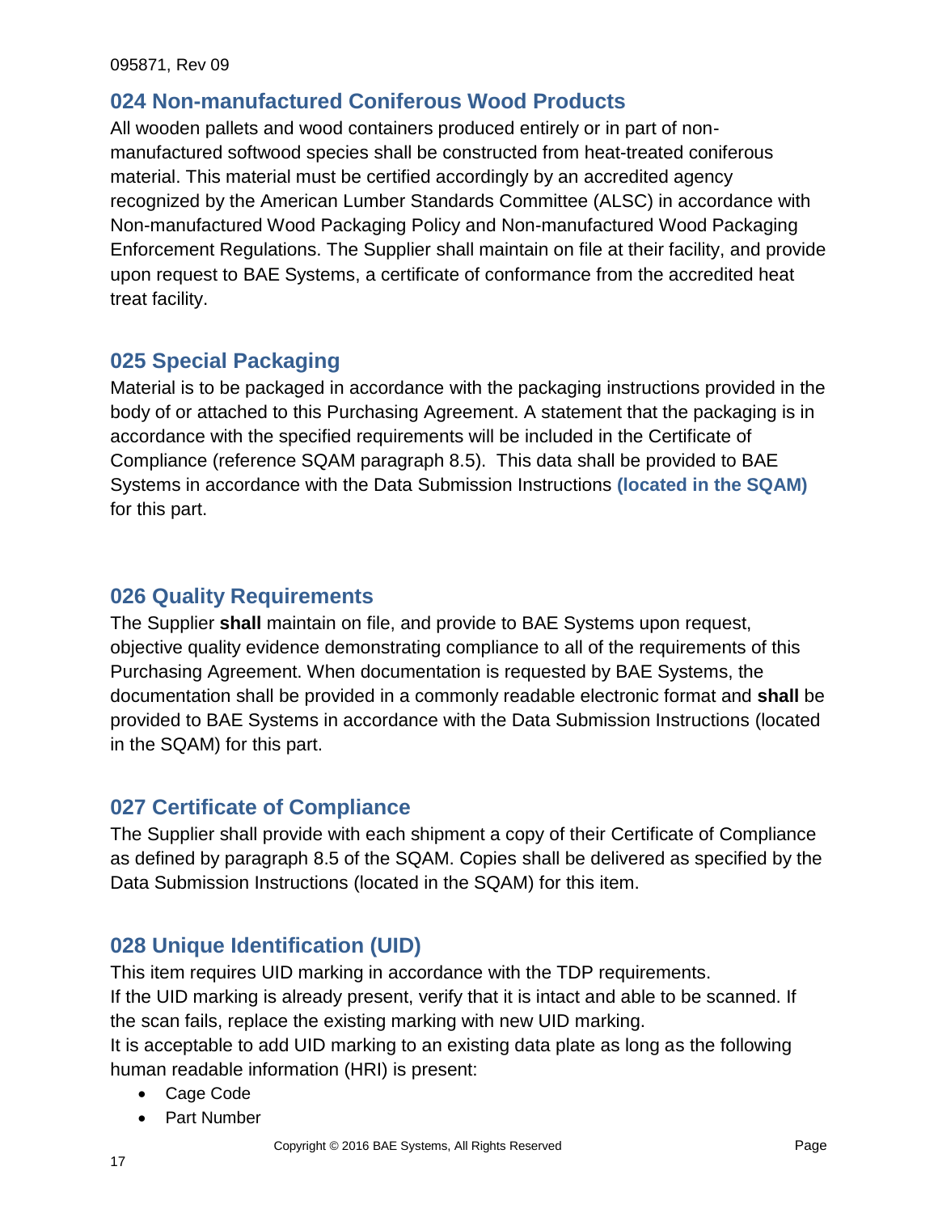## 024 Non-manufactured Coniferous Wood Products

All wooden pallets and wood containers produced entirely or in part of non-manufactured softwood species shall be constructed from heat-treated coniferous material. This material must be certified accordingly by an accredited agency recognized by the American Lumber Standards Committee (ALSC) in accordance with Non-manufactured Wood Packaging Policy and Non-manufactured Wood Packaging Enforcement Regulations. The Supplier shall maintain on file at their facility, and provide upon request to BAE Systems, a certificate of conformance from the accredited heat treat facility.

## 025 Special Packaging

Material is to be packaged in accordance with the packaging instructions provided in the body of or attached to this Purchasing Agreement. A statement that the packaging is in accordance with the specified requirements will be included in the Certificate of Compliance (reference SQAM paragraph 8.5). This data shall be provided to BAE Systems in accordance with the Data Submission Instructions **(located in the SQAM)** for this part.

## 026 Quality Requirements

The Supplier **shall** maintain on file, and provide to BAE Systems upon request, objective quality evidence demonstrating compliance to all of the requirements of this Purchasing Agreement. When documentation is requested by BAE Systems, the documentation shall be provided in a commonly readable electronic format and **shall** be provided to BAE Systems in accordance with the Data Submission Instructions (located in the SQAM) for this part.

## 027 Certificate of Compliance

The Supplier shall provide with each shipment a copy of their Certificate of Compliance as defined by paragraph 8.5 of the SQAM. Copies shall be delivered as specified by the Data Submission Instructions (located in the SQAM) for this item.

## 028 Unique Identification (UID)

This item requires UID marking in accordance with the TDP requirements.
If the UID marking is already present, verify that it is intact and able to be scanned. If the scan fails, replace the existing marking with new UID marking.
It is acceptable to add UID marking to an existing data plate as long as the following human readable information (HRI) is present:

- Cage Code
- Part Number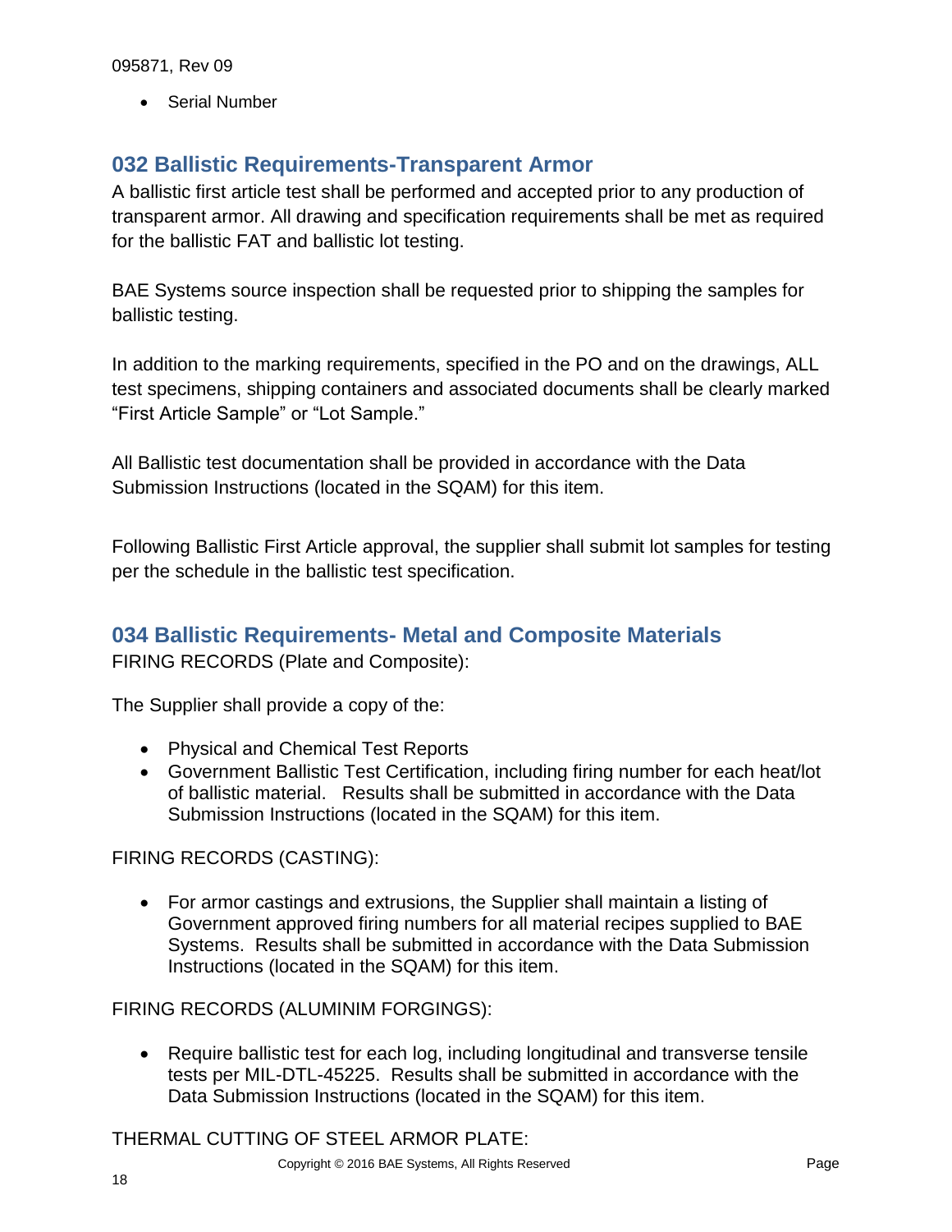- Serial Number

## 032 Ballistic Requirements-Transparent Armor

A ballistic first article test shall be performed and accepted prior to any production of transparent armor. All drawing and specification requirements shall be met as required for the ballistic FAT and ballistic lot testing.

BAE Systems source inspection shall be requested prior to shipping the samples for ballistic testing.

In addition to the marking requirements, specified in the PO and on the drawings, ALL test specimens, shipping containers and associated documents shall be clearly marked "First Article Sample" or "Lot Sample."

All Ballistic test documentation shall be provided in accordance with the Data Submission Instructions (located in the SQAM) for this item.

Following Ballistic First Article approval, the supplier shall submit lot samples for testing per the schedule in the ballistic test specification.

## 034 Ballistic Requirements- Metal and Composite Materials

FIRING RECORDS (Plate and Composite):

The Supplier shall provide a copy of the:

- Physical and Chemical Test Reports
- Government Ballistic Test Certification, including firing number for each heat/lot of ballistic material. Results shall be submitted in accordance with the Data Submission Instructions (located in the SQAM) for this item.

FIRING RECORDS (CASTING):

- For armor castings and extrusions, the Supplier shall maintain a listing of Government approved firing numbers for all material recipes supplied to BAE Systems. Results shall be submitted in accordance with the Data Submission Instructions (located in the SQAM) for this item.

FIRING RECORDS (ALUMINIM FORGINGS):

- Require ballistic test for each log, including longitudinal and transverse tensile tests per MIL-DTL-45225. Results shall be submitted in accordance with the Data Submission Instructions (located in the SQAM) for this item.

THERMAL CUTTING OF STEEL ARMOR PLATE: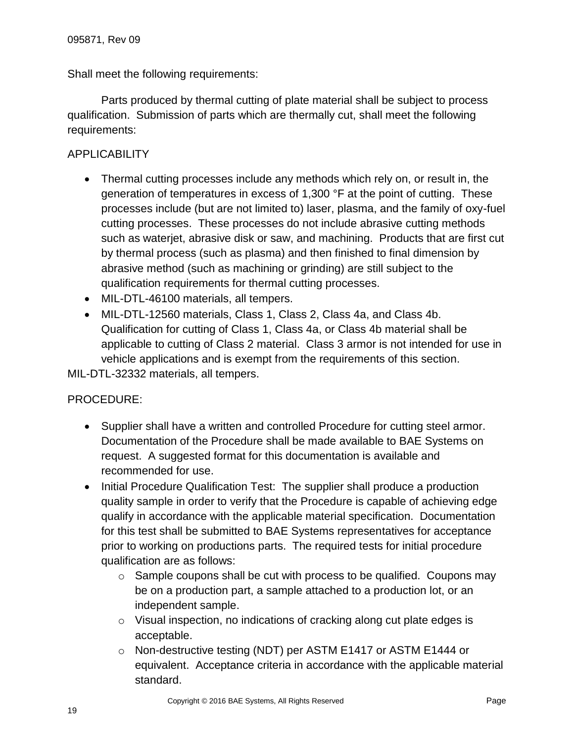Shall meet the following requirements:

Parts produced by thermal cutting of plate material shall be subject to process qualification. Submission of parts which are thermally cut, shall meet the following requirements:

APPLICABILITY

- Thermal cutting processes include any methods which rely on, or result in, the generation of temperatures in excess of 1,300 °F at the point of cutting. These processes include (but are not limited to) laser, plasma, and the family of oxy-fuel cutting processes. These processes do not include abrasive cutting methods such as waterjet, abrasive disk or saw, and machining. Products that are first cut by thermal process (such as plasma) and then finished to final dimension by abrasive method (such as machining or grinding) are still subject to the qualification requirements for thermal cutting processes.
- MIL-DTL-46100 materials, all tempers.
- MIL-DTL-12560 materials, Class 1, Class 2, Class 4a, and Class 4b. Qualification for cutting of Class 1, Class 4a, or Class 4b material shall be applicable to cutting of Class 2 material. Class 3 armor is not intended for use in vehicle applications and is exempt from the requirements of this section.

MIL-DTL-32332 materials, all tempers.

PROCEDURE:

- Supplier shall have a written and controlled Procedure for cutting steel armor. Documentation of the Procedure shall be made available to BAE Systems on request. A suggested format for this documentation is available and recommended for use.
- Initial Procedure Qualification Test: The supplier shall produce a production quality sample in order to verify that the Procedure is capable of achieving edge qualify in accordance with the applicable material specification. Documentation for this test shall be submitted to BAE Systems representatives for acceptance prior to working on productions parts. The required tests for initial procedure qualification are as follows:
  - Sample coupons shall be cut with process to be qualified. Coupons may be on a production part, a sample attached to a production lot, or an independent sample.
  - Visual inspection, no indications of cracking along cut plate edges is acceptable.
  - Non-destructive testing (NDT) per ASTM E1417 or ASTM E1444 or equivalent. Acceptance criteria in accordance with the applicable material standard.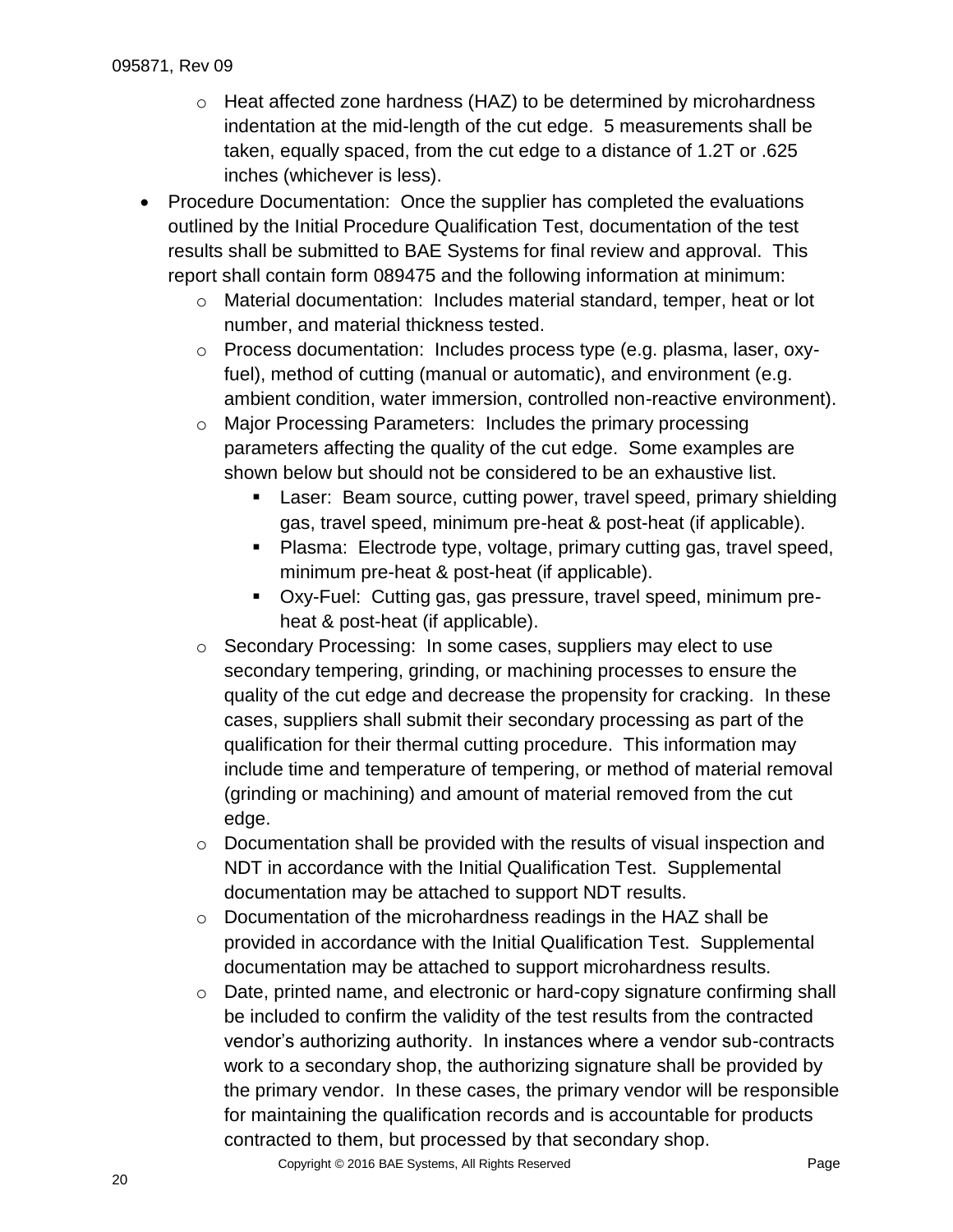- Heat affected zone hardness (HAZ) to be determined by microhardness indentation at the mid-length of the cut edge. 5 measurements shall be taken, equally spaced, from the cut edge to a distance of 1.2T or .625 inches (whichever is less).
- Procedure Documentation: Once the supplier has completed the evaluations outlined by the Initial Procedure Qualification Test, documentation of the test results shall be submitted to BAE Systems for final review and approval. This report shall contain form 089475 and the following information at minimum:
  - Material documentation: Includes material standard, temper, heat or lot number, and material thickness tested.
  - Process documentation: Includes process type (e.g. plasma, laser, oxy-fuel), method of cutting (manual or automatic), and environment (e.g. ambient condition, water immersion, controlled non-reactive environment).
  - Major Processing Parameters: Includes the primary processing parameters affecting the quality of the cut edge. Some examples are shown below but should not be considered to be an exhaustive list.
    - Laser: Beam source, cutting power, travel speed, primary shielding gas, travel speed, minimum pre-heat & post-heat (if applicable).
    - Plasma: Electrode type, voltage, primary cutting gas, travel speed, minimum pre-heat & post-heat (if applicable).
    - Oxy-Fuel: Cutting gas, gas pressure, travel speed, minimum pre-heat & post-heat (if applicable).
  - Secondary Processing: In some cases, suppliers may elect to use secondary tempering, grinding, or machining processes to ensure the quality of the cut edge and decrease the propensity for cracking. In these cases, suppliers shall submit their secondary processing as part of the qualification for their thermal cutting procedure. This information may include time and temperature of tempering, or method of material removal (grinding or machining) and amount of material removed from the cut edge.
  - Documentation shall be provided with the results of visual inspection and NDT in accordance with the Initial Qualification Test. Supplemental documentation may be attached to support NDT results.
  - Documentation of the microhardness readings in the HAZ shall be provided in accordance with the Initial Qualification Test. Supplemental documentation may be attached to support microhardness results.
  - Date, printed name, and electronic or hard-copy signature confirming shall be included to confirm the validity of the test results from the contracted vendor's authorizing authority. In instances where a vendor sub-contracts work to a secondary shop, the authorizing signature shall be provided by the primary vendor. In these cases, the primary vendor will be responsible for maintaining the qualification records and is accountable for products contracted to them, but processed by that secondary shop.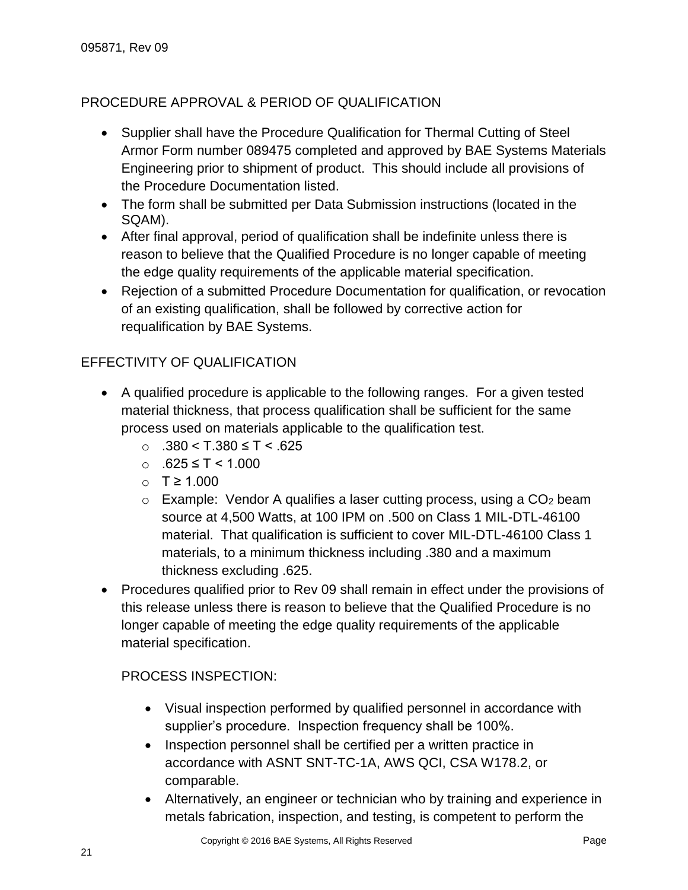## PROCEDURE APPROVAL & PERIOD OF QUALIFICATION

- Supplier shall have the Procedure Qualification for Thermal Cutting of Steel Armor Form number 089475 completed and approved by BAE Systems Materials Engineering prior to shipment of product. This should include all provisions of the Procedure Documentation listed.
- The form shall be submitted per Data Submission instructions (located in the SQAM).
- After final approval, period of qualification shall be indefinite unless there is reason to believe that the Qualified Procedure is no longer capable of meeting the edge quality requirements of the applicable material specification.
- Rejection of a submitted Procedure Documentation for qualification, or revocation of an existing qualification, shall be followed by corrective action for requalification by BAE Systems.

## EFFECTIVITY OF QUALIFICATION

- A qualified procedure is applicable to the following ranges. For a given tested material thickness, that process qualification shall be sufficient for the same process used on materials applicable to the qualification test.
  - .380 < T.380 ≤ T < .625
  - .625 ≤ T < 1.000
  - T ≥ 1.000
  - Example: Vendor A qualifies a laser cutting process, using a $CO_2$ beam source at 4,500 Watts, at 100 IPM on .500 on Class 1 MIL-DTL-46100 material. That qualification is sufficient to cover MIL-DTL-46100 Class 1 materials, to a minimum thickness including .380 and a maximum thickness excluding .625.
- Procedures qualified prior to Rev 09 shall remain in effect under the provisions of this release unless there is reason to believe that the Qualified Procedure is no longer capable of meeting the edge quality requirements of the applicable material specification.

### PROCESS INSPECTION:

- Visual inspection performed by qualified personnel in accordance with supplier's procedure. Inspection frequency shall be 100%.
- Inspection personnel shall be certified per a written practice in accordance with ASNT SNT-TC-1A, AWS QCI, CSA W178.2, or comparable.
- Alternatively, an engineer or technician who by training and experience in metals fabrication, inspection, and testing, is competent to perform the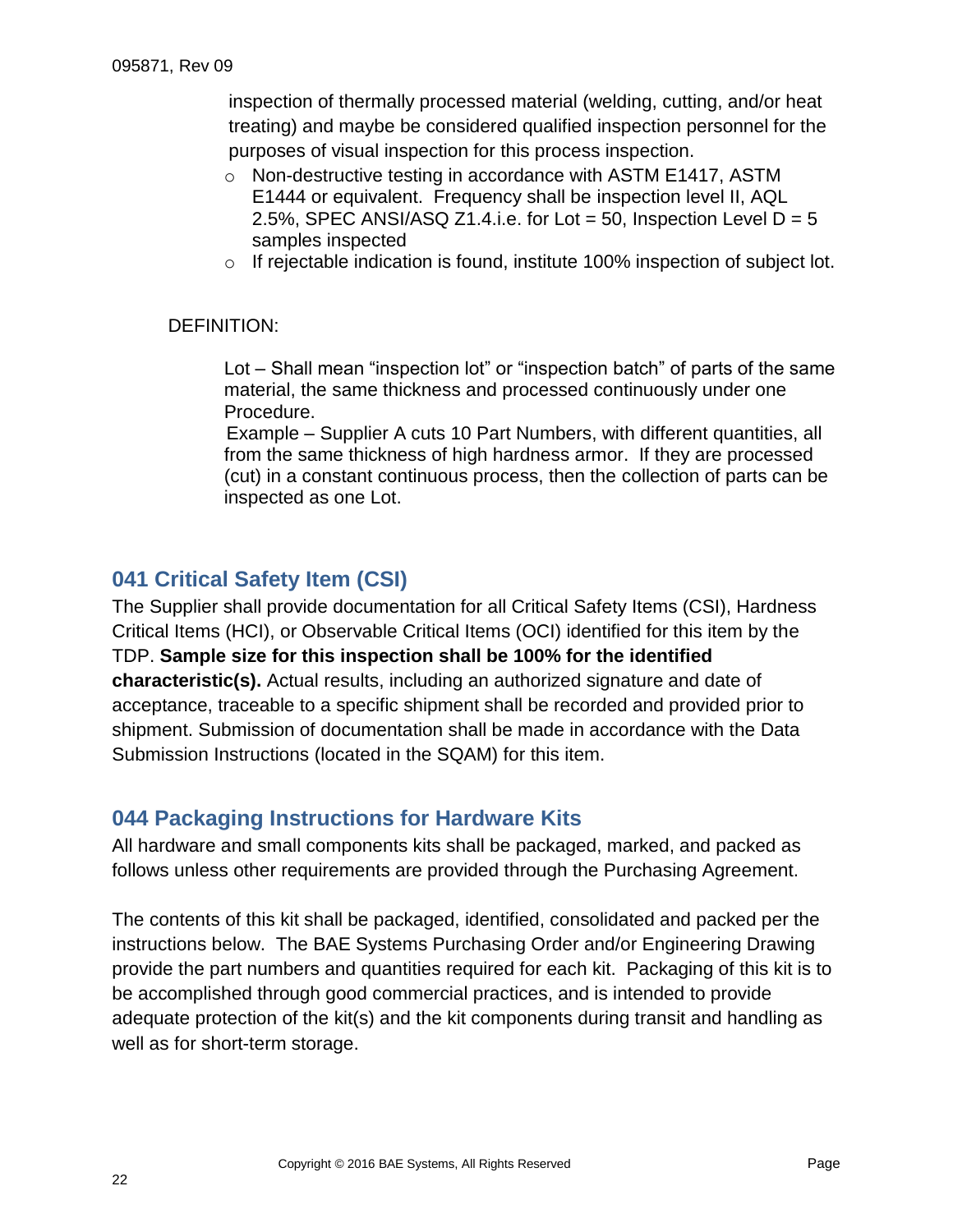inspection of thermally processed material (welding, cutting, and/or heat treating) and maybe be considered qualified inspection personnel for the purposes of visual inspection for this process inspection.

- Non-destructive testing in accordance with ASTM E1417, ASTM E1444 or equivalent. Frequency shall be inspection level II, AQL 2.5%, SPEC ANSI/ASQ Z1.4.i.e. for Lot = 50, Inspection Level D = 5 samples inspected
- If rejectable indication is found, institute 100% inspection of subject lot.

DEFINITION:

Lot – Shall mean "inspection lot" or "inspection batch" of parts of the same material, the same thickness and processed continuously under one Procedure.

Example – Supplier A cuts 10 Part Numbers, with different quantities, all from the same thickness of high hardness armor. If they are processed (cut) in a constant continuous process, then the collection of parts can be inspected as one Lot.

## 041 Critical Safety Item (CSI)

The Supplier shall provide documentation for all Critical Safety Items (CSI), Hardness Critical Items (HCI), or Observable Critical Items (OCI) identified for this item by the TDP. **Sample size for this inspection shall be 100% for the identified characteristic(s).** Actual results, including an authorized signature and date of acceptance, traceable to a specific shipment shall be recorded and provided prior to shipment. Submission of documentation shall be made in accordance with the Data Submission Instructions (located in the SQAM) for this item.

## 044 Packaging Instructions for Hardware Kits

All hardware and small components kits shall be packaged, marked, and packed as follows unless other requirements are provided through the Purchasing Agreement.

The contents of this kit shall be packaged, identified, consolidated and packed per the instructions below. The BAE Systems Purchasing Order and/or Engineering Drawing provide the part numbers and quantities required for each kit. Packaging of this kit is to be accomplished through good commercial practices, and is intended to provide adequate protection of the kit(s) and the kit components during transit and handling as well as for short-term storage.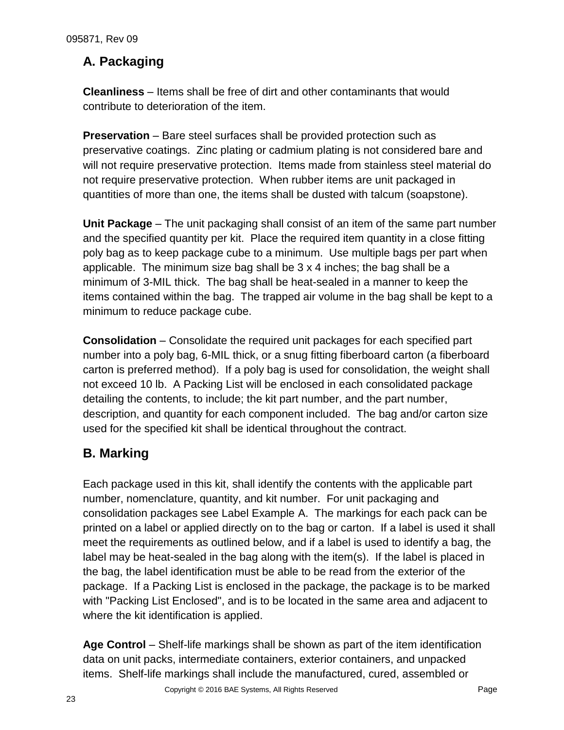## A. Packaging

**Cleanliness** – Items shall be free of dirt and other contaminants that would contribute to deterioration of the item.

**Preservation** – Bare steel surfaces shall be provided protection such as preservative coatings. Zinc plating or cadmium plating is not considered bare and will not require preservative protection. Items made from stainless steel material do not require preservative protection. When rubber items are unit packaged in quantities of more than one, the items shall be dusted with talcum (soapstone).

**Unit Package** – The unit packaging shall consist of an item of the same part number and the specified quantity per kit. Place the required item quantity in a close fitting poly bag as to keep package cube to a minimum. Use multiple bags per part when applicable. The minimum size bag shall be 3 x 4 inches; the bag shall be a minimum of 3-MIL thick. The bag shall be heat-sealed in a manner to keep the items contained within the bag. The trapped air volume in the bag shall be kept to a minimum to reduce package cube.

**Consolidation** – Consolidate the required unit packages for each specified part number into a poly bag, 6-MIL thick, or a snug fitting fiberboard carton (a fiberboard carton is preferred method). If a poly bag is used for consolidation, the weight shall not exceed 10 lb. A Packing List will be enclosed in each consolidated package detailing the contents, to include; the kit part number, and the part number, description, and quantity for each component included. The bag and/or carton size used for the specified kit shall be identical throughout the contract.

## B. Marking

Each package used in this kit, shall identify the contents with the applicable part number, nomenclature, quantity, and kit number. For unit packaging and consolidation packages see Label Example A. The markings for each pack can be printed on a label or applied directly on to the bag or carton. If a label is used it shall meet the requirements as outlined below, and if a label is used to identify a bag, the label may be heat-sealed in the bag along with the item(s). If the label is placed in the bag, the label identification must be able to be read from the exterior of the package. If a Packing List is enclosed in the package, the package is to be marked with "Packing List Enclosed", and is to be located in the same area and adjacent to where the kit identification is applied.

**Age Control** – Shelf-life markings shall be shown as part of the item identification data on unit packs, intermediate containers, exterior containers, and unpacked items. Shelf-life markings shall include the manufactured, cured, assembled or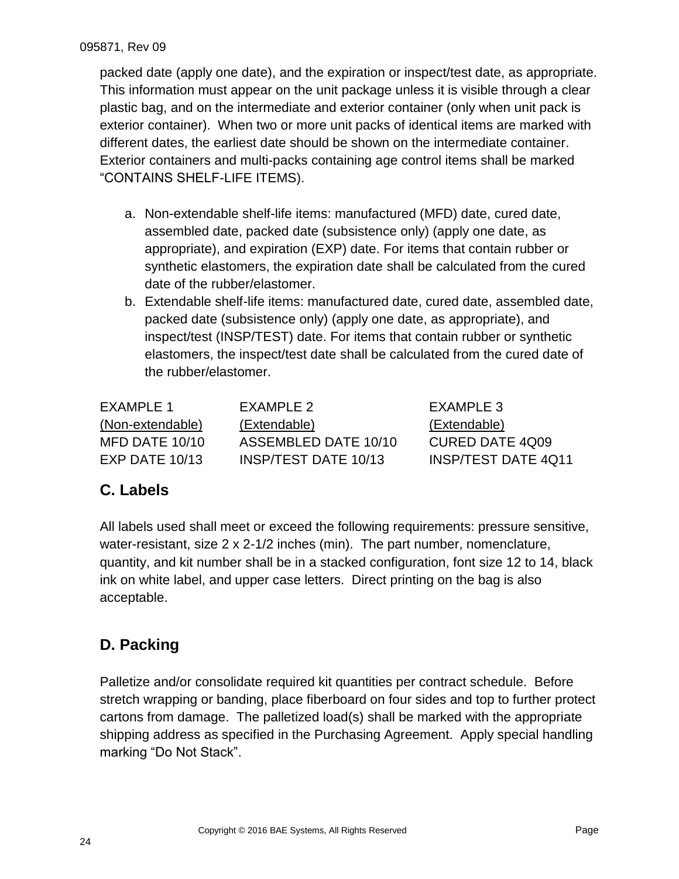packed date (apply one date), and the expiration or inspect/test date, as appropriate. This information must appear on the unit package unless it is visible through a clear plastic bag, and on the intermediate and exterior container (only when unit pack is exterior container). When two or more unit packs of identical items are marked with different dates, the earliest date should be shown on the intermediate container. Exterior containers and multi-packs containing age control items shall be marked “CONTAINS SHELF-LIFE ITEMS).

a. Non-extendable shelf-life items: manufactured (MFD) date, cured date, assembled date, packed date (subsistence only) (apply one date, as appropriate), and expiration (EXP) date. For items that contain rubber or synthetic elastomers, the expiration date shall be calculated from the cured date of the rubber/elastomer.
b. Extendable shelf-life items: manufactured date, cured date, assembled date, packed date (subsistence only) (apply one date, as appropriate), and inspect/test (INSP/TEST) date. For items that contain rubber or synthetic elastomers, the inspect/test date shall be calculated from the cured date of the rubber/elastomer.

| EXAMPLE 1 | EXAMPLE 2 | EXAMPLE 3 |
|---|---|---|
| (Non-extendable) | (Extendable) | (Extendable) |
| MFD DATE 10/10 | ASSEMBLED DATE 10/10 | CURED DATE 4Q09 |
| EXP DATE 10/13 | INSP/TEST DATE 10/13 | INSP/TEST DATE 4Q11 |

## C. Labels

All labels used shall meet or exceed the following requirements: pressure sensitive, water-resistant, size 2 x 2-1/2 inches (min). The part number, nomenclature, quantity, and kit number shall be in a stacked configuration, font size 12 to 14, black ink on white label, and upper case letters. Direct printing on the bag is also acceptable.

## D. Packing

Palletize and/or consolidate required kit quantities per contract schedule. Before stretch wrapping or banding, place fiberboard on four sides and top to further protect cartons from damage. The palletized load(s) shall be marked with the appropriate shipping address as specified in the Purchasing Agreement. Apply special handling marking “Do Not Stack”.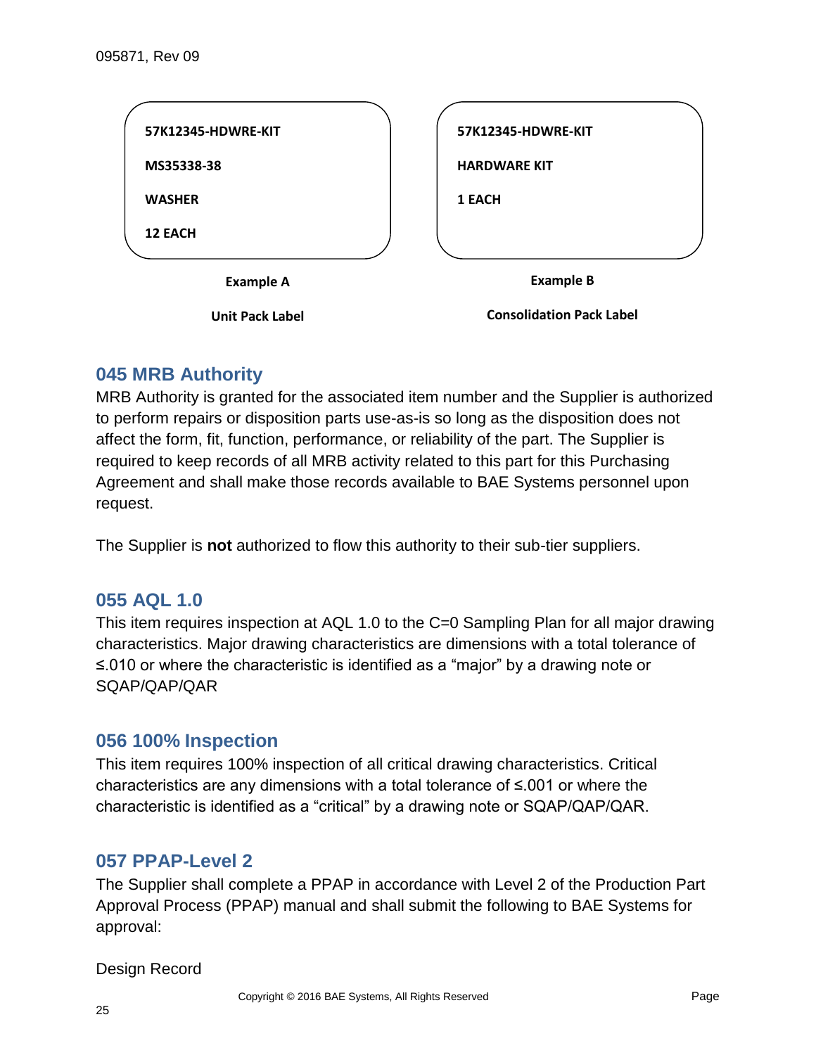| 57K12345-HDWRE-KIT<br>MS35338-38<br>WASHER<br>12 EACH | 57K12345-HDWRE-KIT<br>HARDWARE KIT<br>1 EACH |
| --- | --- |
| **Example A**<br>**Unit Pack Label** | **Example B**<br>**Consolidation Pack Label** |

## 045 MRB Authority

MRB Authority is granted for the associated item number and the Supplier is authorized to perform repairs or disposition parts use-as-is so long as the disposition does not affect the form, fit, function, performance, or reliability of the part. The Supplier is required to keep records of all MRB activity related to this part for this Purchasing Agreement and shall make those records available to BAE Systems personnel upon request.

The Supplier is **not** authorized to flow this authority to their sub-tier suppliers.

## 055 AQL 1.0

This item requires inspection at AQL 1.0 to the C=0 Sampling Plan for all major drawing characteristics. Major drawing characteristics are dimensions with a total tolerance of ≤.010 or where the characteristic is identified as a “major” by a drawing note or SQAP/QAP/QAR

## 056 100% Inspection

This item requires 100% inspection of all critical drawing characteristics. Critical characteristics are any dimensions with a total tolerance of ≤.001 or where the characteristic is identified as a “critical” by a drawing note or SQAP/QAP/QAR.

## 057 PPAP-Level 2

The Supplier shall complete a PPAP in accordance with Level 2 of the Production Part Approval Process (PPAP) manual and shall submit the following to BAE Systems for approval:

Design Record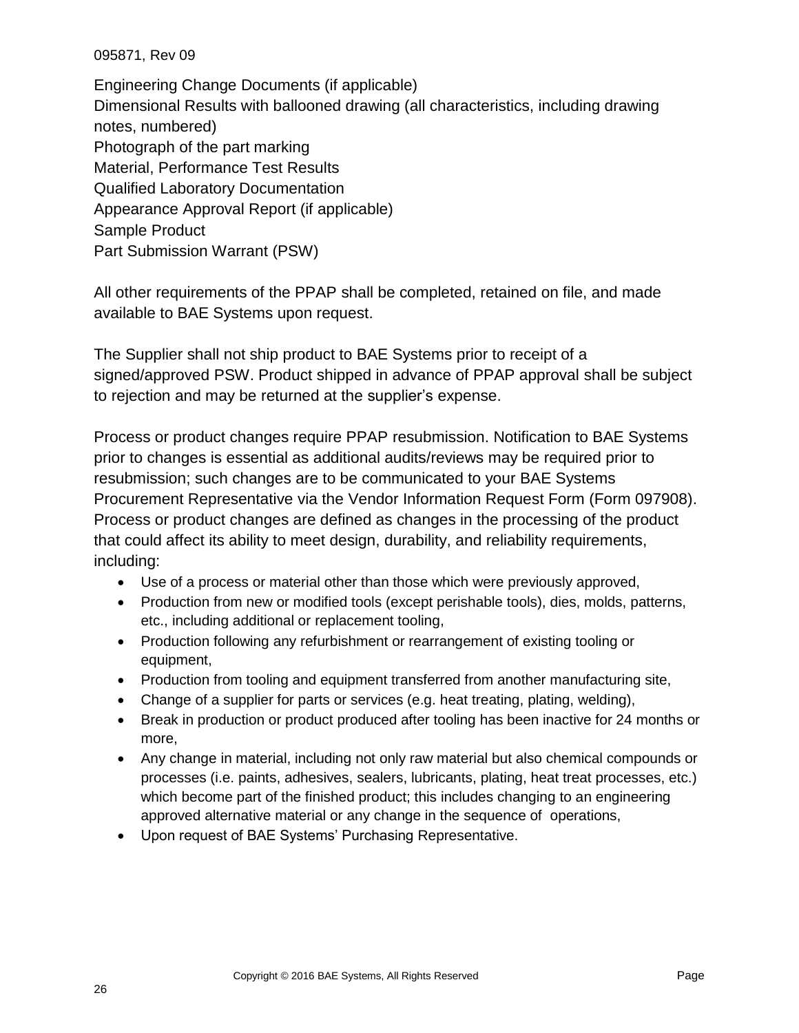Engineering Change Documents (if applicable)
Dimensional Results with ballooned drawing (all characteristics, including drawing notes, numbered)
Photograph of the part marking
Material, Performance Test Results
Qualified Laboratory Documentation
Appearance Approval Report (if applicable)
Sample Product
Part Submission Warrant (PSW)

All other requirements of the PPAP shall be completed, retained on file, and made available to BAE Systems upon request.

The Supplier shall not ship product to BAE Systems prior to receipt of a signed/approved PSW. Product shipped in advance of PPAP approval shall be subject to rejection and may be returned at the supplier's expense.

Process or product changes require PPAP resubmission. Notification to BAE Systems prior to changes is essential as additional audits/reviews may be required prior to resubmission; such changes are to be communicated to your BAE Systems Procurement Representative via the Vendor Information Request Form (Form 097908). Process or product changes are defined as changes in the processing of the product that could affect its ability to meet design, durability, and reliability requirements, including:

- Use of a process or material other than those which were previously approved,
- Production from new or modified tools (except perishable tools), dies, molds, patterns, etc., including additional or replacement tooling,
- Production following any refurbishment or rearrangement of existing tooling or equipment,
- Production from tooling and equipment transferred from another manufacturing site,
- Change of a supplier for parts or services (e.g. heat treating, plating, welding),
- Break in production or product produced after tooling has been inactive for 24 months or more,
- Any change in material, including not only raw material but also chemical compounds or processes (i.e. paints, adhesives, sealers, lubricants, plating, heat treat processes, etc.) which become part of the finished product; this includes changing to an engineering approved alternative material or any change in the sequence of operations,
- Upon request of BAE Systems' Purchasing Representative.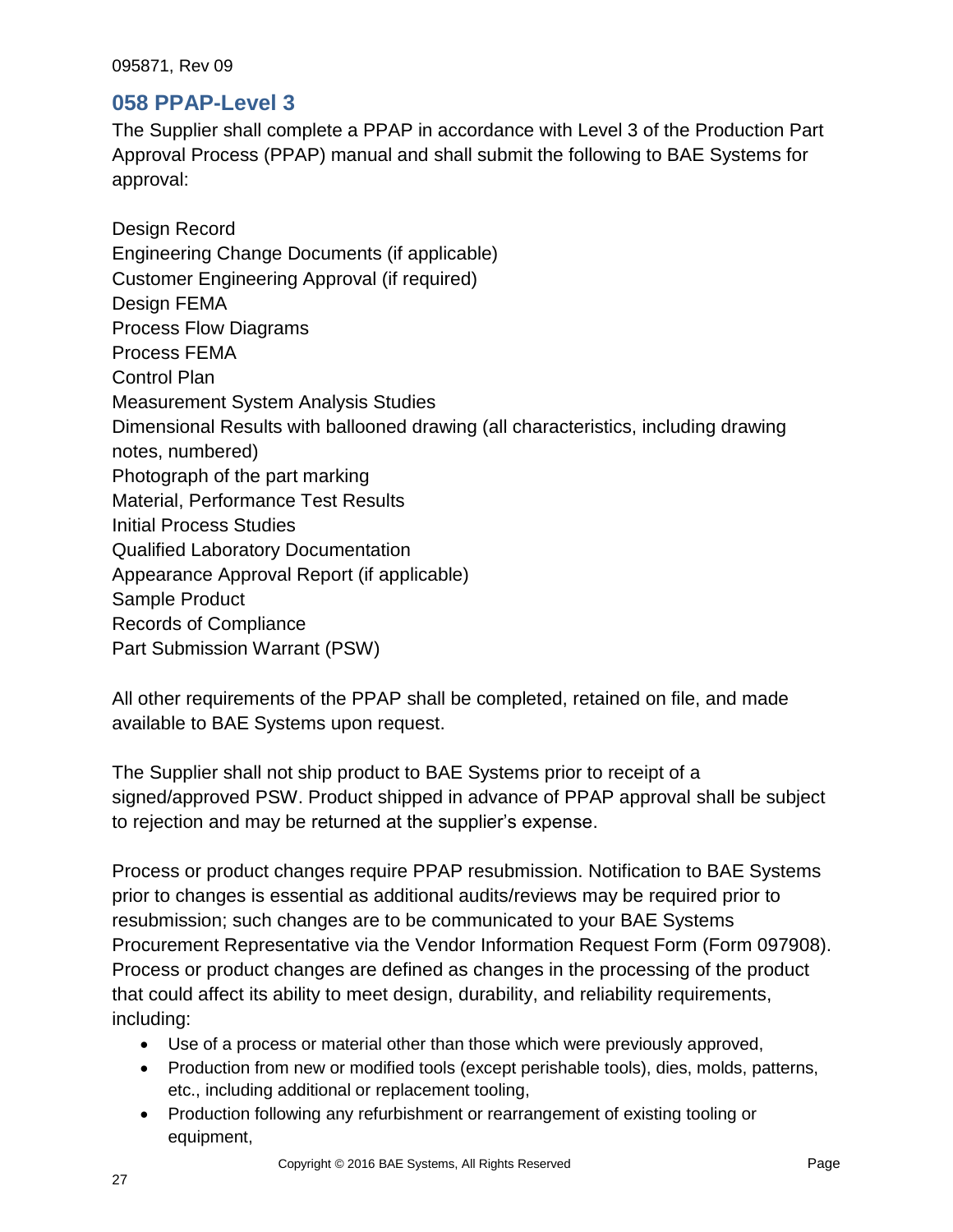## 058 PPAP-Level 3

The Supplier shall complete a PPAP in accordance with Level 3 of the Production Part Approval Process (PPAP) manual and shall submit the following to BAE Systems for approval:

Design Record
Engineering Change Documents (if applicable)
Customer Engineering Approval (if required)
Design FEMA
Process Flow Diagrams
Process FEMA
Control Plan
Measurement System Analysis Studies
Dimensional Results with ballooned drawing (all characteristics, including drawing notes, numbered)
Photograph of the part marking
Material, Performance Test Results
Initial Process Studies
Qualified Laboratory Documentation
Appearance Approval Report (if applicable)
Sample Product
Records of Compliance
Part Submission Warrant (PSW)

All other requirements of the PPAP shall be completed, retained on file, and made available to BAE Systems upon request.

The Supplier shall not ship product to BAE Systems prior to receipt of a signed/approved PSW. Product shipped in advance of PPAP approval shall be subject to rejection and may be returned at the supplier's expense.

Process or product changes require PPAP resubmission. Notification to BAE Systems prior to changes is essential as additional audits/reviews may be required prior to resubmission; such changes are to be communicated to your BAE Systems Procurement Representative via the Vendor Information Request Form (Form 097908). Process or product changes are defined as changes in the processing of the product that could affect its ability to meet design, durability, and reliability requirements, including:

- Use of a process or material other than those which were previously approved,
- Production from new or modified tools (except perishable tools), dies, molds, patterns, etc., including additional or replacement tooling,
- Production following any refurbishment or rearrangement of existing tooling or equipment,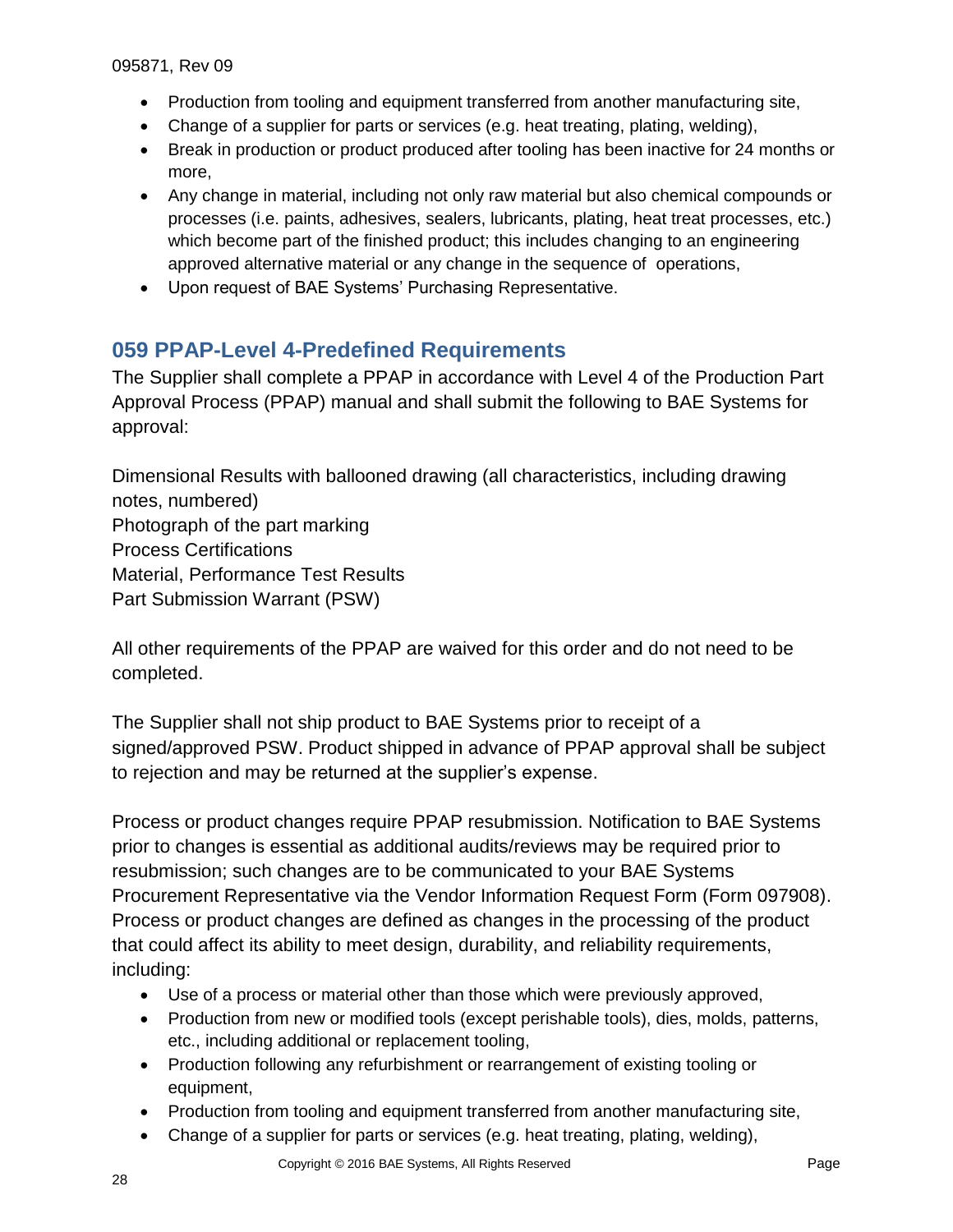- Production from tooling and equipment transferred from another manufacturing site,
- Change of a supplier for parts or services (e.g. heat treating, plating, welding),
- Break in production or product produced after tooling has been inactive for 24 months or more,
- Any change in material, including not only raw material but also chemical compounds or processes (i.e. paints, adhesives, sealers, lubricants, plating, heat treat processes, etc.) which become part of the finished product; this includes changing to an engineering approved alternative material or any change in the sequence of operations,
- Upon request of BAE Systems' Purchasing Representative.

## 059 PPAP-Level 4-Predefined Requirements

The Supplier shall complete a PPAP in accordance with Level 4 of the Production Part Approval Process (PPAP) manual and shall submit the following to BAE Systems for approval:

Dimensional Results with ballooned drawing (all characteristics, including drawing notes, numbered)
Photograph of the part marking
Process Certifications
Material, Performance Test Results
Part Submission Warrant (PSW)

All other requirements of the PPAP are waived for this order and do not need to be completed.

The Supplier shall not ship product to BAE Systems prior to receipt of a signed/approved PSW. Product shipped in advance of PPAP approval shall be subject to rejection and may be returned at the supplier's expense.

Process or product changes require PPAP resubmission. Notification to BAE Systems prior to changes is essential as additional audits/reviews may be required prior to resubmission; such changes are to be communicated to your BAE Systems Procurement Representative via the Vendor Information Request Form (Form 097908). Process or product changes are defined as changes in the processing of the product that could affect its ability to meet design, durability, and reliability requirements, including:

- Use of a process or material other than those which were previously approved,
- Production from new or modified tools (except perishable tools), dies, molds, patterns, etc., including additional or replacement tooling,
- Production following any refurbishment or rearrangement of existing tooling or equipment,
- Production from tooling and equipment transferred from another manufacturing site,
- Change of a supplier for parts or services (e.g. heat treating, plating, welding),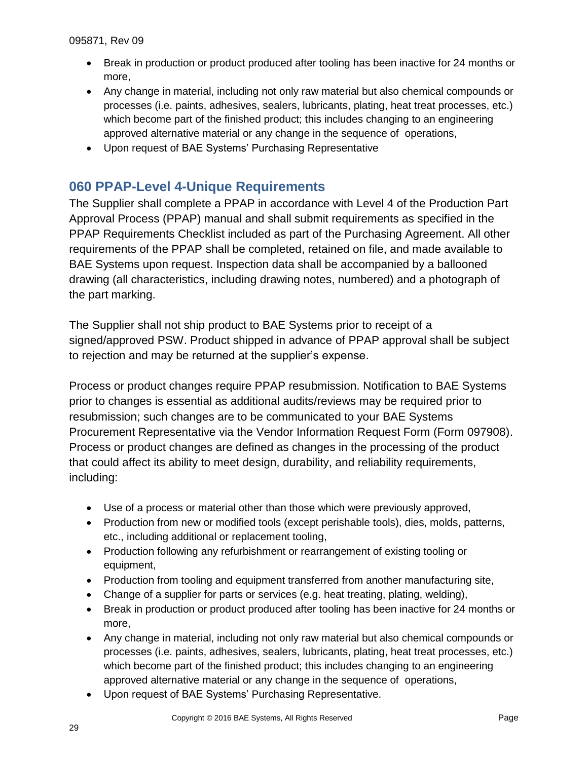- Break in production or product produced after tooling has been inactive for 24 months or more,
- Any change in material, including not only raw material but also chemical compounds or processes (i.e. paints, adhesives, sealers, lubricants, plating, heat treat processes, etc.) which become part of the finished product; this includes changing to an engineering approved alternative material or any change in the sequence of operations,
- Upon request of BAE Systems' Purchasing Representative

## 060 PPAP-Level 4-Unique Requirements

The Supplier shall complete a PPAP in accordance with Level 4 of the Production Part Approval Process (PPAP) manual and shall submit requirements as specified in the PPAP Requirements Checklist included as part of the Purchasing Agreement. All other requirements of the PPAP shall be completed, retained on file, and made available to BAE Systems upon request. Inspection data shall be accompanied by a ballooned drawing (all characteristics, including drawing notes, numbered) and a photograph of the part marking.

The Supplier shall not ship product to BAE Systems prior to receipt of a signed/approved PSW. Product shipped in advance of PPAP approval shall be subject to rejection and may be returned at the supplier's expense.

Process or product changes require PPAP resubmission. Notification to BAE Systems prior to changes is essential as additional audits/reviews may be required prior to resubmission; such changes are to be communicated to your BAE Systems Procurement Representative via the Vendor Information Request Form (Form 097908). Process or product changes are defined as changes in the processing of the product that could affect its ability to meet design, durability, and reliability requirements, including:

- Use of a process or material other than those which were previously approved,
- Production from new or modified tools (except perishable tools), dies, molds, patterns, etc., including additional or replacement tooling,
- Production following any refurbishment or rearrangement of existing tooling or equipment,
- Production from tooling and equipment transferred from another manufacturing site,
- Change of a supplier for parts or services (e.g. heat treating, plating, welding),
- Break in production or product produced after tooling has been inactive for 24 months or more,
- Any change in material, including not only raw material but also chemical compounds or processes (i.e. paints, adhesives, sealers, lubricants, plating, heat treat processes, etc.) which become part of the finished product; this includes changing to an engineering approved alternative material or any change in the sequence of operations,
- Upon request of BAE Systems' Purchasing Representative.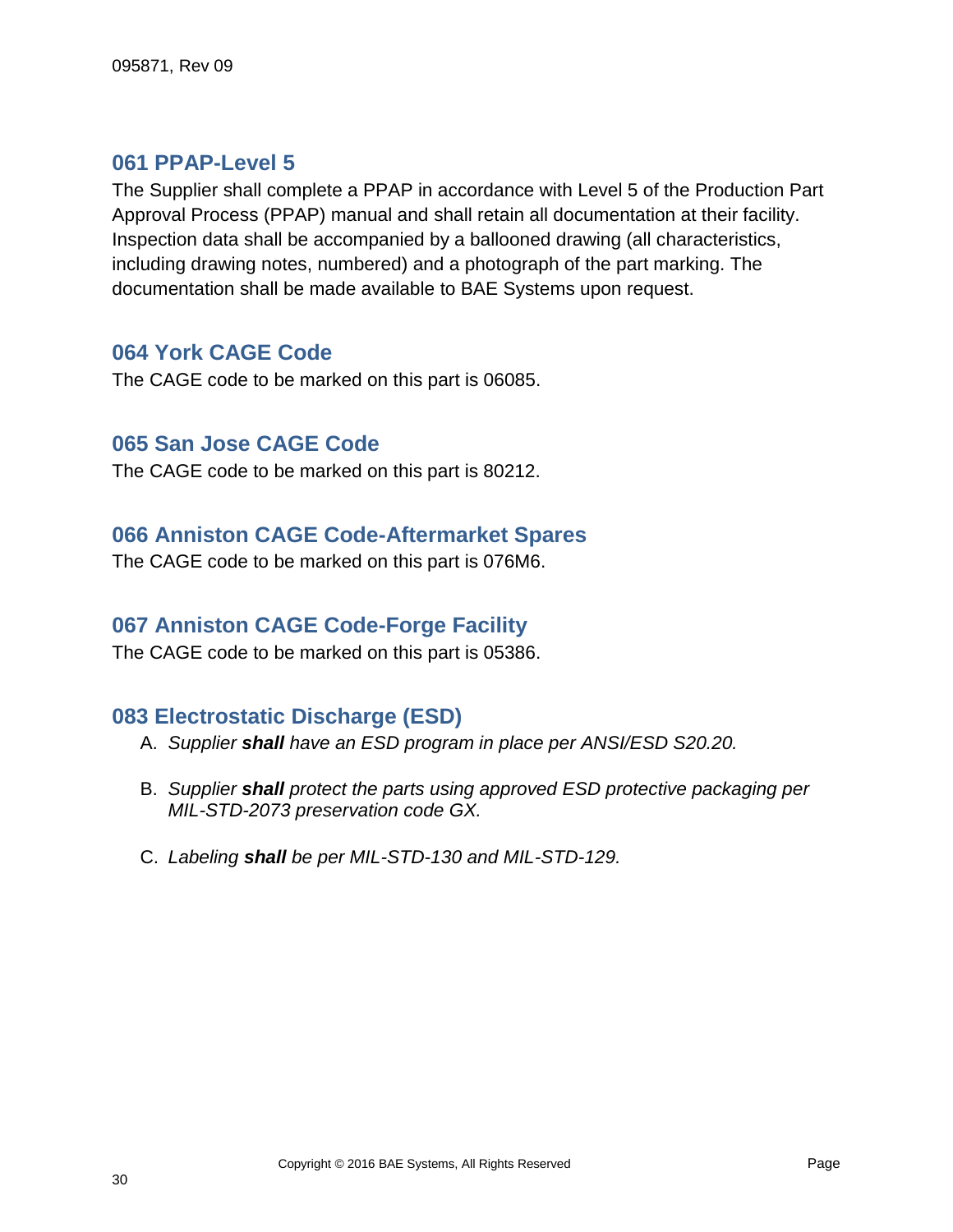## 061 PPAP-Level 5

The Supplier shall complete a PPAP in accordance with Level 5 of the Production Part Approval Process (PPAP) manual and shall retain all documentation at their facility. Inspection data shall be accompanied by a ballooned drawing (all characteristics, including drawing notes, numbered) and a photograph of the part marking. The documentation shall be made available to BAE Systems upon request.

## 064 York CAGE Code

The CAGE code to be marked on this part is 06085.

## 065 San Jose CAGE Code

The CAGE code to be marked on this part is 80212.

## 066 Anniston CAGE Code-Aftermarket Spares

The CAGE code to be marked on this part is 076M6.

## 067 Anniston CAGE Code-Forge Facility

The CAGE code to be marked on this part is 05386.

## 083 Electrostatic Discharge (ESD)

A. *Supplier **shall** have an ESD program in place per ANSI/ESD S20.20.*

B. *Supplier **shall** protect the parts using approved ESD protective packaging per MIL-STD-2073 preservation code GX.*

C. *Labeling **shall** be per MIL-STD-130 and MIL-STD-129.*